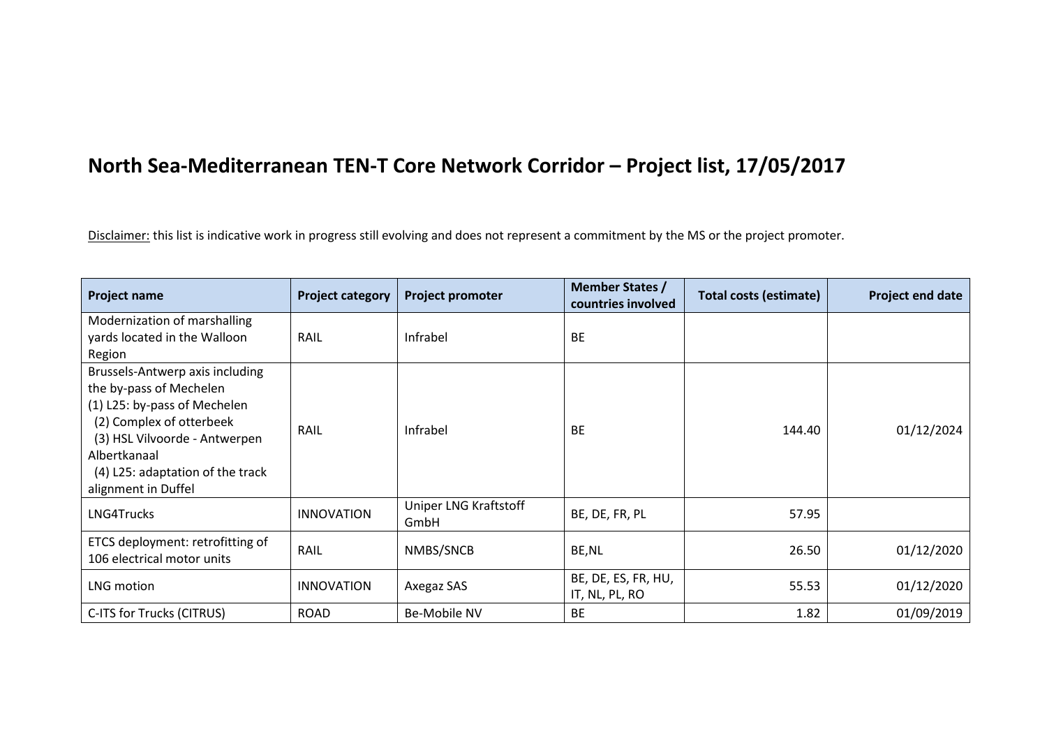# North Sea-Mediterranean TEN-T Core Network Corridor – Project list, 17/05/2017

Disclaimer: this list is indicative work in progress still evolving and does not represent a commitment by the MS or the project promoter.

| Project name | Project category | Project promoter | Member States / countries involved | Total costs (estimate) | Project end date |
|---|---|---|---|---|---|
| Modernization of marshalling yards located in the Walloon Region | RAIL | Infrabel | BE | | |
| Brussels-Antwerp axis including the by-pass of Mechelen (1) L25: by-pass of Mechelen (2) Complex of otterbeek (3) HSL Vilvoorde - Antwerpen Albertkanaal (4) L25: adaptation of the track alignment in Duffel | RAIL | Infrabel | BE | 144.40 | 01/12/2024 |
| LNG4Trucks | INNOVATION | Uniper LNG Kraftstoff GmbH | BE, DE, FR, PL | 57.95 | |
| ETCS deployment: retrofitting of 106 electrical motor units | RAIL | NMBS/SNCB | BE,NL | 26.50 | 01/12/2020 |
| LNG motion | INNOVATION | Axegaz SAS | BE, DE, ES, FR, HU, IT, NL, PL, RO | 55.53 | 01/12/2020 |
| C-ITS for Trucks (CITRUS) | ROAD | Be-Mobile NV | BE | 1.82 | 01/09/2019 |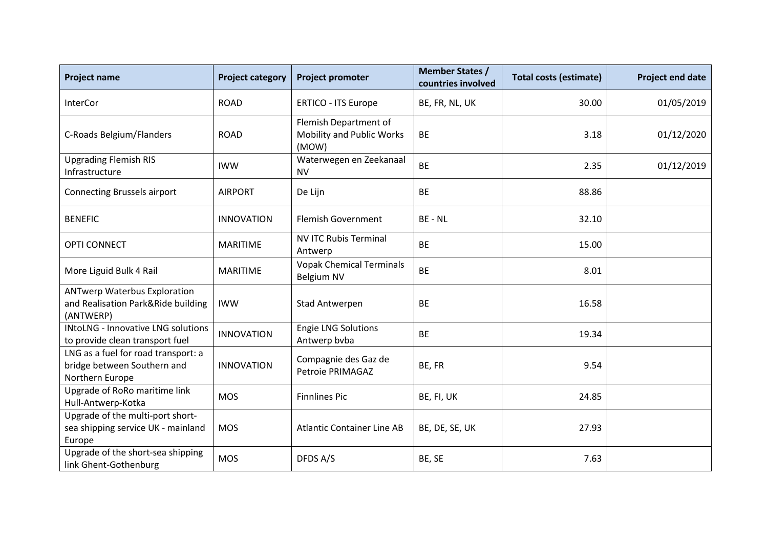| Project name | Project category | Project promoter | Member States / countries involved | Total costs (estimate) | Project end date |
|---|---|---|---|---|---|
| InterCor | ROAD | ERTICO - ITS Europe | BE, FR, NL, UK | 30.00 | 01/05/2019 |
| C-Roads Belgium/Flanders | ROAD | Flemish Department of Mobility and Public Works (MOW) | BE | 3.18 | 01/12/2020 |
| Upgrading Flemish RIS Infrastructure | IWW | Waterwegen en Zeekanaal NV | BE | 2.35 | 01/12/2019 |
| Connecting Brussels airport | AIRPORT | De Lijn | BE | 88.86 | |
| BENEFIC | INNOVATION | Flemish Government | BE - NL | 32.10 | |
| OPTI CONNECT | MARITIME | NV ITC Rubis Terminal Antwerp | BE | 15.00 | |
| More Liguid Bulk 4 Rail | MARITIME | Vopak Chemical Terminals Belgium NV | BE | 8.01 | |
| ANTwerp Waterbus Exploration and Realisation Park&Ride building (ANTWERP) | IWW | Stad Antwerpen | BE | 16.58 | |
| INtoLNG - Innovative LNG solutions to provide clean transport fuel | INNOVATION | Engie LNG Solutions Antwerp bvba | BE | 19.34 | |
| LNG as a fuel for road transport: a bridge between Southern and Northern Europe | INNOVATION | Compagnie des Gaz de Petroie PRIMAGAZ | BE, FR | 9.54 | |
| Upgrade of RoRo maritime link Hull-Antwerp-Kotka | MOS | Finnlines Pic | BE, FI, UK | 24.85 | |
| Upgrade of the multi-port short-sea shipping service UK - mainland Europe | MOS | Atlantic Container Line AB | BE, DE, SE, UK | 27.93 | |
| Upgrade of the short-sea shipping link Ghent-Gothenburg | MOS | DFDS A/S | BE, SE | 7.63 | |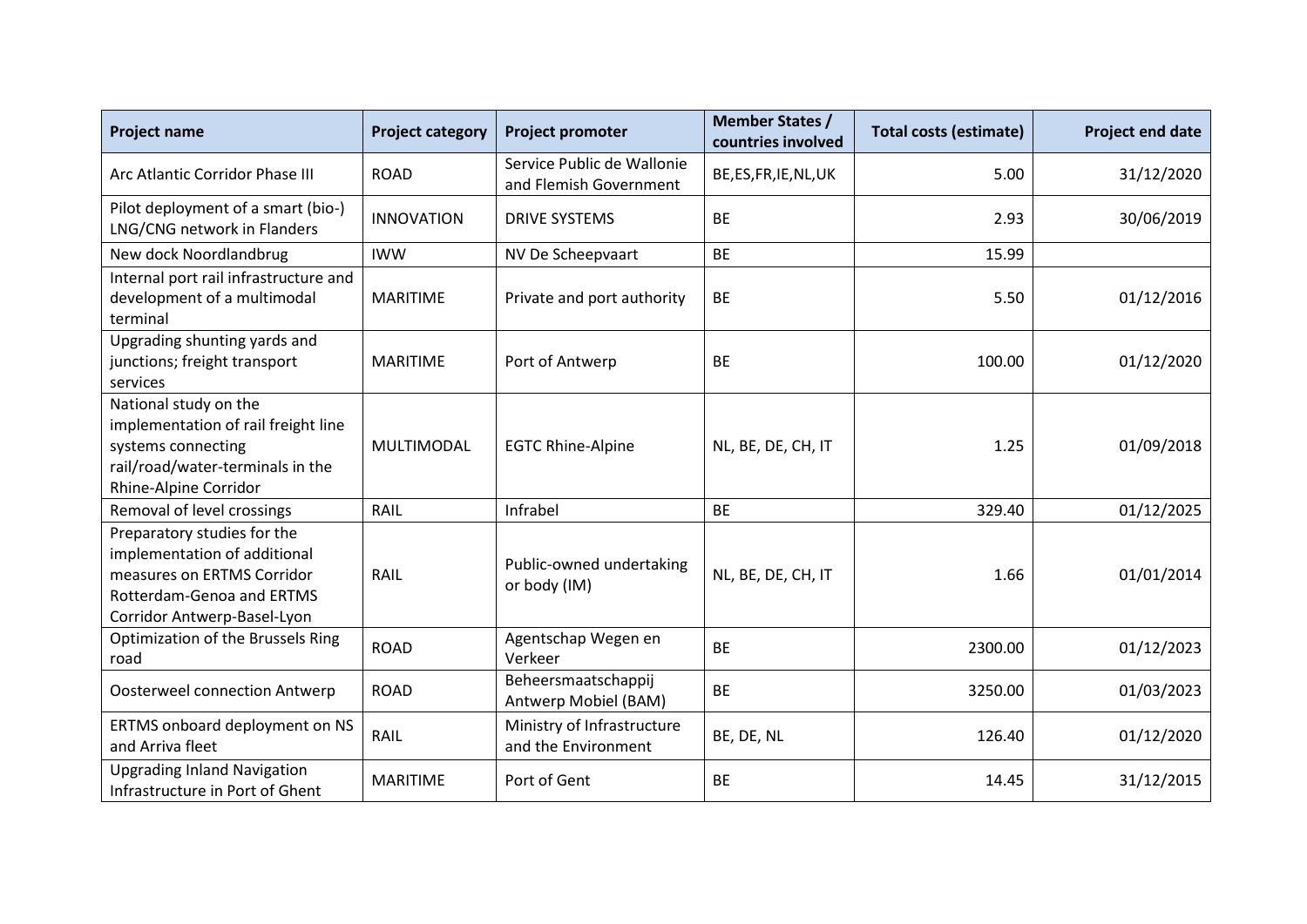| Project name | Project category | Project promoter | Member States / countries involved | Total costs (estimate) | Project end date |
|---|---|---|---|---|---|
| Arc Atlantic Corridor Phase III | ROAD | Service Public de Wallonie and Flemish Government | BE,ES,FR,IE,NL,UK | 5.00 | 31/12/2020 |
| Pilot deployment of a smart (bio-) LNG/CNG network in Flanders | INNOVATION | DRIVE SYSTEMS | BE | 2.93 | 30/06/2019 |
| New dock Noordlandbrug | IWW | NV De Scheepvaart | BE | 15.99 | |
| Internal port rail infrastructure and development of a multimodal terminal | MARITIME | Private and port authority | BE | 5.50 | 01/12/2016 |
| Upgrading shunting yards and junctions; freight transport services | MARITIME | Port of Antwerp | BE | 100.00 | 01/12/2020 |
| National study on the implementation of rail freight line systems connecting rail/road/water-terminals in the Rhine-Alpine Corridor | MULTIMODAL | EGTC Rhine-Alpine | NL, BE, DE, CH, IT | 1.25 | 01/09/2018 |
| Removal of level crossings | RAIL | Infrabel | BE | 329.40 | 01/12/2025 |
| Preparatory studies for the implementation of additional measures on ERTMS Corridor Rotterdam-Genoa and ERTMS Corridor Antwerp-Basel-Lyon | RAIL | Public-owned undertaking or body (IM) | NL, BE, DE, CH, IT | 1.66 | 01/01/2014 |
| Optimization of the Brussels Ring road | ROAD | Agentschap Wegen en Verkeer | BE | 2300.00 | 01/12/2023 |
| Oosterweel connection Antwerp | ROAD | Beheersmaatschappij Antwerp Mobiel (BAM) | BE | 3250.00 | 01/03/2023 |
| ERTMS onboard deployment on NS and Arriva fleet | RAIL | Ministry of Infrastructure and the Environment | BE, DE, NL | 126.40 | 01/12/2020 |
| Upgrading Inland Navigation Infrastructure in Port of Ghent | MARITIME | Port of Gent | BE | 14.45 | 31/12/2015 |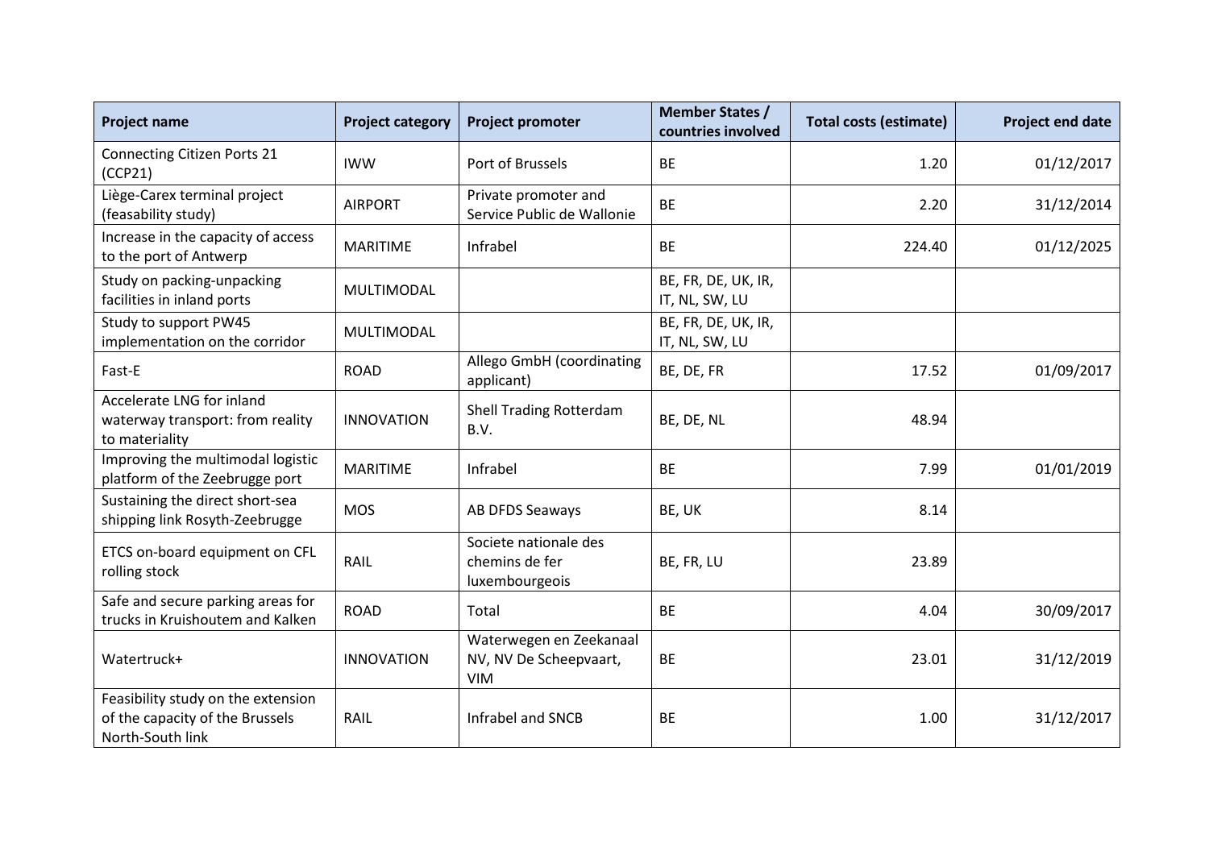| Project name | Project category | Project promoter | Member States / countries involved | Total costs (estimate) | Project end date |
| --- | --- | --- | --- | --- | --- |
| Connecting Citizen Ports 21 (CCP21) | IWW | Port of Brussels | BE | 1.20 | 01/12/2017 |
| Liège-Carex terminal project (feasability study) | AIRPORT | Private promoter and Service Public de Wallonie | BE | 2.20 | 31/12/2014 |
| Increase in the capacity of access to the port of Antwerp | MARITIME | Infrabel | BE | 224.40 | 01/12/2025 |
| Study on packing-unpacking facilities in inland ports | MULTIMODAL | | BE, FR, DE, UK, IR, IT, NL, SW, LU | | |
| Study to support PW45 implementation on the corridor | MULTIMODAL | | BE, FR, DE, UK, IR, IT, NL, SW, LU | | |
| Fast-E | ROAD | Allego GmbH (coordinating applicant) | BE, DE, FR | 17.52 | 01/09/2017 |
| Accelerate LNG for inland waterway transport: from reality to materiality | INNOVATION | Shell Trading Rotterdam B.V. | BE, DE, NL | 48.94 | |
| Improving the multimodal logistic platform of the Zeebrugge port | MARITIME | Infrabel | BE | 7.99 | 01/01/2019 |
| Sustaining the direct short-sea shipping link Rosyth-Zeebrugge | MOS | AB DFDS Seaways | BE, UK | 8.14 | |
| ETCS on-board equipment on CFL rolling stock | RAIL | Societe nationale des chemins de fer luxembourgeois | BE, FR, LU | 23.89 | |
| Safe and secure parking areas for trucks in Kruishoutem and Kalken | ROAD | Total | BE | 4.04 | 30/09/2017 |
| Watertruck+ | INNOVATION | Waterwegen en Zeekanaal NV, NV De Scheepvaart, VIM | BE | 23.01 | 31/12/2019 |
| Feasibility study on the extension of the capacity of the Brussels North-South link | RAIL | Infrabel and SNCB | BE | 1.00 | 31/12/2017 |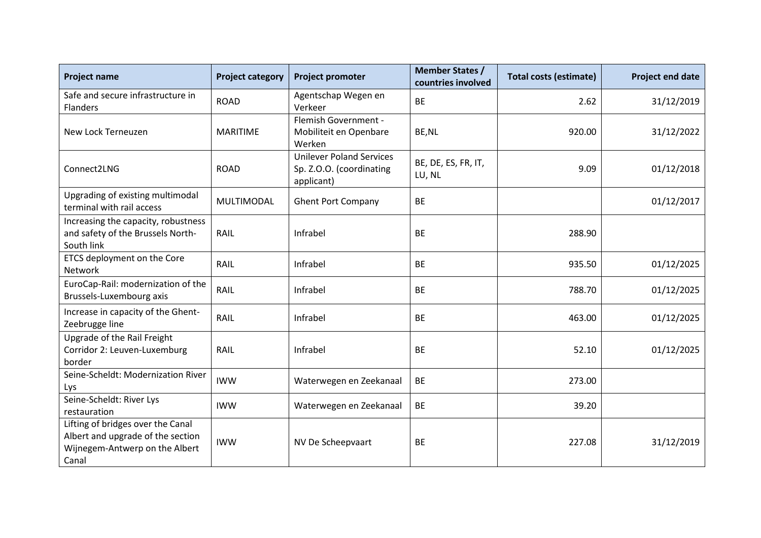| Project name | Project category | Project promoter | Member States / countries involved | Total costs (estimate) | Project end date |
|---|---|---|---|---|---|
| Safe and secure infrastructure in Flanders | ROAD | Agentschap Wegen en Verkeer | BE | 2.62 | 31/12/2019 |
| New Lock Terneuzen | MARITIME | Flemish Government - Mobiliteit en Openbare Werken | BE,NL | 920.00 | 31/12/2022 |
| Connect2LNG | ROAD | Unilever Poland Services Sp. Z.O.O. (coordinating applicant) | BE, DE, ES, FR, IT, LU, NL | 9.09 | 01/12/2018 |
| Upgrading of existing multimodal terminal with rail access | MULTIMODAL | Ghent Port Company | BE | | 01/12/2017 |
| Increasing the capacity, robustness and safety of the Brussels North-South link | RAIL | Infrabel | BE | 288.90 | |
| ETCS deployment on the Core Network | RAIL | Infrabel | BE | 935.50 | 01/12/2025 |
| EuroCap-Rail: modernization of the Brussels-Luxembourg axis | RAIL | Infrabel | BE | 788.70 | 01/12/2025 |
| Increase in capacity of the Ghent-Zeebrugge line | RAIL | Infrabel | BE | 463.00 | 01/12/2025 |
| Upgrade of the Rail Freight Corridor 2: Leuven-Luxemburg border | RAIL | Infrabel | BE | 52.10 | 01/12/2025 |
| Seine-Scheldt: Modernization River Lys | IWW | Waterwegen en Zeekanaal | BE | 273.00 | |
| Seine-Scheldt: River Lys restauration | IWW | Waterwegen en Zeekanaal | BE | 39.20 | |
| Lifting of bridges over the Canal Albert and upgrade of the section Wijnegem-Antwerp on the Albert Canal | IWW | NV De Scheepvaart | BE | 227.08 | 31/12/2019 |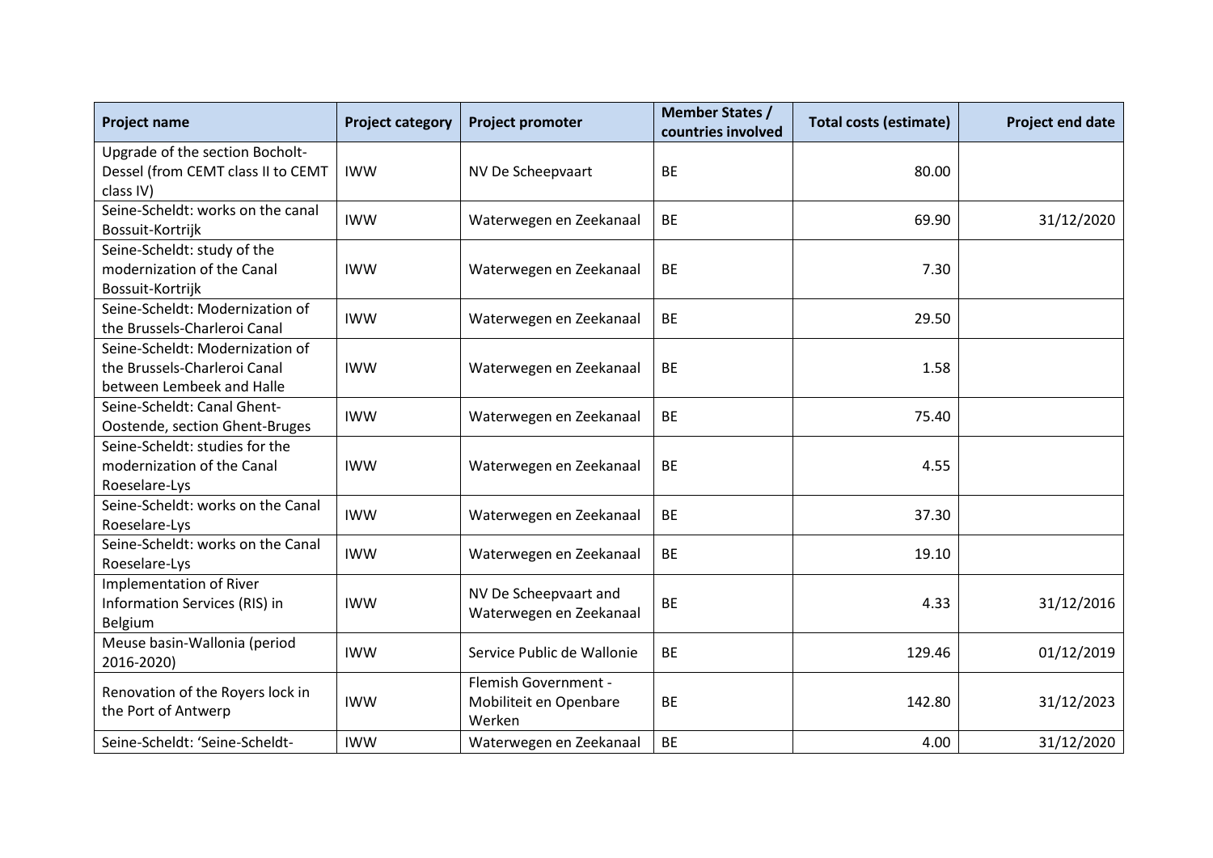| Project name | Project category | Project promoter | Member States / countries involved | Total costs (estimate) | Project end date |
|---|---|---|---|---|---|
| Upgrade of the section Bocholt-Dessel (from CEMT class II to CEMT class IV) | IWW | NV De Scheepvaart | BE | 80.00 | |
| Seine-Scheldt: works on the canal Bossuit-Kortrijk | IWW | Waterwegen en Zeekanaal | BE | 69.90 | 31/12/2020 |
| Seine-Scheldt: study of the modernization of the Canal Bossuit-Kortrijk | IWW | Waterwegen en Zeekanaal | BE | 7.30 | |
| Seine-Scheldt: Modernization of the Brussels-Charleroi Canal | IWW | Waterwegen en Zeekanaal | BE | 29.50 | |
| Seine-Scheldt: Modernization of the Brussels-Charleroi Canal between Lembeek and Halle | IWW | Waterwegen en Zeekanaal | BE | 1.58 | |
| Seine-Scheldt: Canal Ghent-Oostende, section Ghent-Bruges | IWW | Waterwegen en Zeekanaal | BE | 75.40 | |
| Seine-Scheldt: studies for the modernization of the Canal Roeselare-Lys | IWW | Waterwegen en Zeekanaal | BE | 4.55 | |
| Seine-Scheldt: works on the Canal Roeselare-Lys | IWW | Waterwegen en Zeekanaal | BE | 37.30 | |
| Seine-Scheldt: works on the Canal Roeselare-Lys | IWW | Waterwegen en Zeekanaal | BE | 19.10 | |
| Implementation of River Information Services (RIS) in Belgium | IWW | NV De Scheepvaart and Waterwegen en Zeekanaal | BE | 4.33 | 31/12/2016 |
| Meuse basin-Wallonia (period 2016-2020) | IWW | Service Public de Wallonie | BE | 129.46 | 01/12/2019 |
| Renovation of the Royers lock in the Port of Antwerp | IWW | Flemish Government - Mobiliteit en Openbare Werken | BE | 142.80 | 31/12/2023 |
| Seine-Scheldt: 'Seine-Scheldt- | IWW | Waterwegen en Zeekanaal | BE | 4.00 | 31/12/2020 |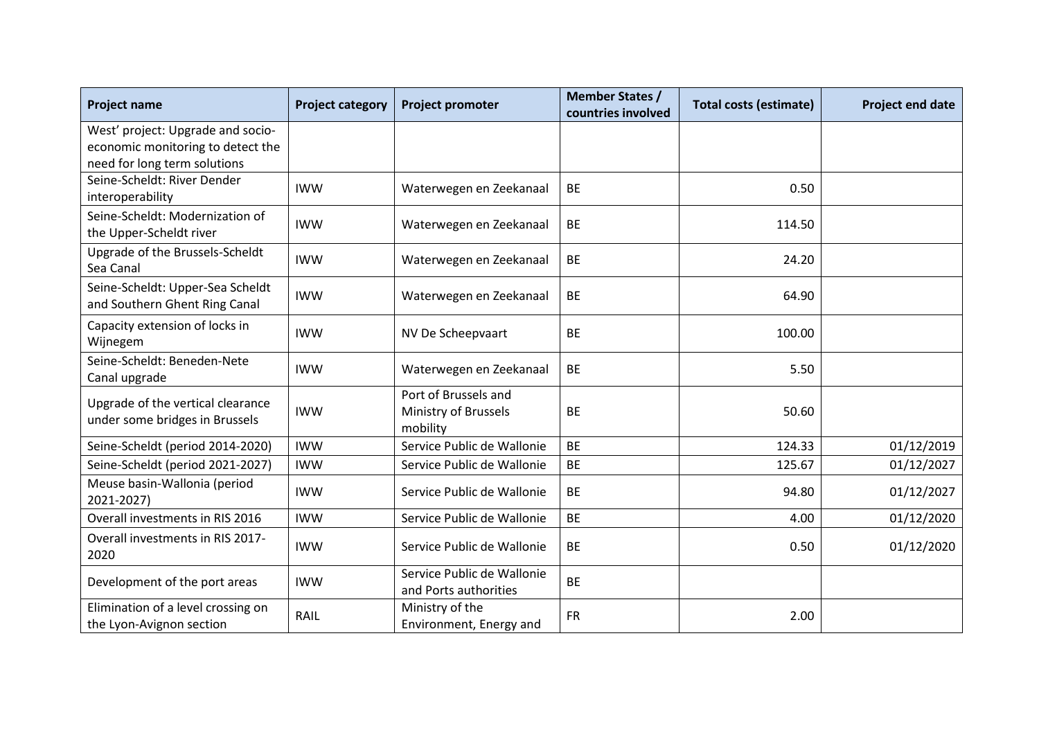| Project name | Project category | Project promoter | Member States / countries involved | Total costs (estimate) | Project end date |
|---|---|---|---|---|---|
| West' project: Upgrade and socio-economic monitoring to detect the need for long term solutions | | | | | |
| Seine-Scheldt: River Dender interoperability | IWW | Waterwegen en Zeekanaal | BE | 0.50 | |
| Seine-Scheldt: Modernization of the Upper-Scheldt river | IWW | Waterwegen en Zeekanaal | BE | 114.50 | |
| Upgrade of the Brussels-Scheldt Sea Canal | IWW | Waterwegen en Zeekanaal | BE | 24.20 | |
| Seine-Scheldt: Upper-Sea Scheldt and Southern Ghent Ring Canal | IWW | Waterwegen en Zeekanaal | BE | 64.90 | |
| Capacity extension of locks in Wijnegem | IWW | NV De Scheepvaart | BE | 100.00 | |
| Seine-Scheldt: Beneden-Nete Canal upgrade | IWW | Waterwegen en Zeekanaal | BE | 5.50 | |
| Upgrade of the vertical clearance under some bridges in Brussels | IWW | Port of Brussels and Ministry of Brussels mobility | BE | 50.60 | |
| Seine-Scheldt (period 2014-2020) | IWW | Service Public de Wallonie | BE | 124.33 | 01/12/2019 |
| Seine-Scheldt (period 2021-2027) | IWW | Service Public de Wallonie | BE | 125.67 | 01/12/2027 |
| Meuse basin-Wallonia (period 2021-2027) | IWW | Service Public de Wallonie | BE | 94.80 | 01/12/2027 |
| Overall investments in RIS 2016 | IWW | Service Public de Wallonie | BE | 4.00 | 01/12/2020 |
| Overall investments in RIS 2017-2020 | IWW | Service Public de Wallonie | BE | 0.50 | 01/12/2020 |
| Development of the port areas | IWW | Service Public de Wallonie and Ports authorities | BE | | |
| Elimination of a level crossing on the Lyon-Avignon section | RAIL | Ministry of the Environment, Energy and | FR | 2.00 | |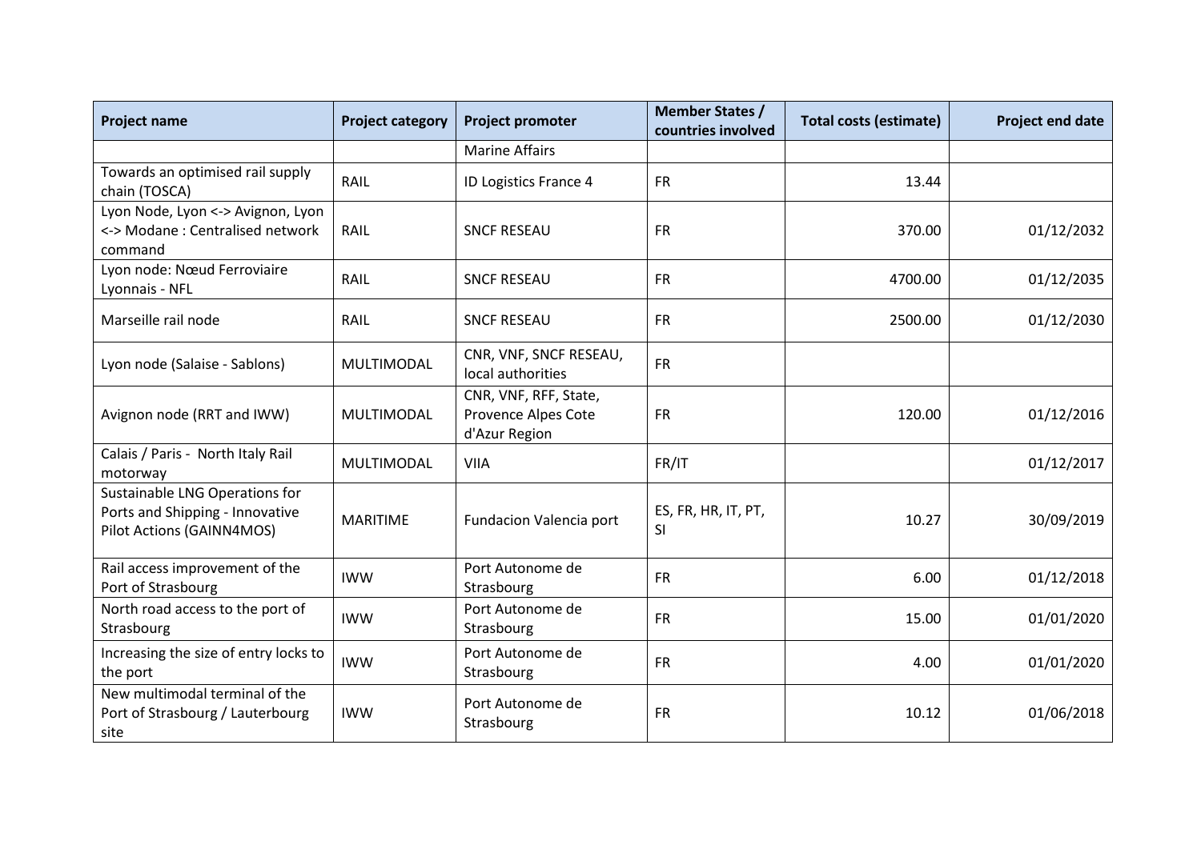| Project name | Project category | Project promoter | Member States / countries involved | Total costs (estimate) | Project end date |
|---|---|---|---|---|---|
| | | Marine Affairs | | | |
| Towards an optimised rail supply chain (TOSCA) | RAIL | ID Logistics France 4 | FR | 13.44 | |
| Lyon Node, Lyon <-> Avignon, Lyon <-> Modane : Centralised network command | RAIL | SNCF RESEAU | FR | 370.00 | 01/12/2032 |
| Lyon node: Nœud Ferroviaire Lyonnais - NFL | RAIL | SNCF RESEAU | FR | 4700.00 | 01/12/2035 |
| Marseille rail node | RAIL | SNCF RESEAU | FR | 2500.00 | 01/12/2030 |
| Lyon node (Salaise - Sablons) | MULTIMODAL | CNR, VNF, SNCF RESEAU, local authorities | FR | | |
| Avignon node (RRT and IWW) | MULTIMODAL | CNR, VNF, RFF, State, Provence Alpes Cote d'Azur Region | FR | 120.00 | 01/12/2016 |
| Calais / Paris - North Italy Rail motorway | MULTIMODAL | VIIA | FR/IT | | 01/12/2017 |
| Sustainable LNG Operations for Ports and Shipping - Innovative Pilot Actions (GAINN4MOS) | MARITIME | Fundacion Valencia port | ES, FR, HR, IT, PT, SI | 10.27 | 30/09/2019 |
| Rail access improvement of the Port of Strasbourg | IWW | Port Autonome de Strasbourg | FR | 6.00 | 01/12/2018 |
| North road access to the port of Strasbourg | IWW | Port Autonome de Strasbourg | FR | 15.00 | 01/01/2020 |
| Increasing the size of entry locks to the port | IWW | Port Autonome de Strasbourg | FR | 4.00 | 01/01/2020 |
| New multimodal terminal of the Port of Strasbourg / Lauterbourg site | IWW | Port Autonome de Strasbourg | FR | 10.12 | 01/06/2018 |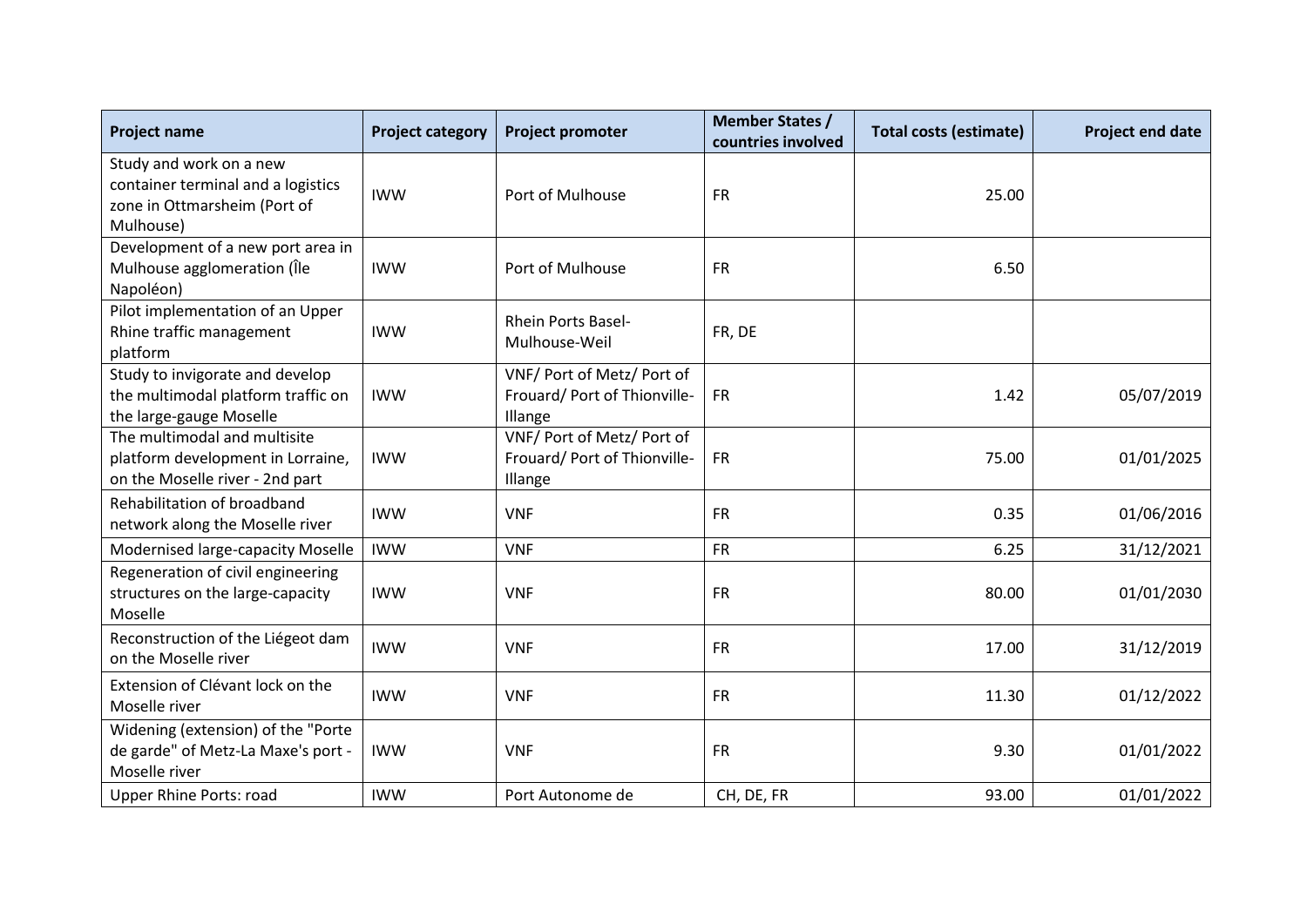| Project name | Project category | Project promoter | Member States / countries involved | Total costs (estimate) | Project end date |
|---|---|---|---|---|---|
| Study and work on a new container terminal and a logistics zone in Ottmarsheim (Port of Mulhouse) | IWW | Port of Mulhouse | FR | 25.00 | |
| Development of a new port area in Mulhouse agglomeration (Île Napoléon) | IWW | Port of Mulhouse | FR | 6.50 | |
| Pilot implementation of an Upper Rhine traffic management platform | IWW | Rhein Ports Basel-Mulhouse-Weil | FR, DE | | |
| Study to invigorate and develop the multimodal platform traffic on the large-gauge Moselle | IWW | VNF/ Port of Metz/ Port of Frouard/ Port of Thionville-Illange | FR | 1.42 | 05/07/2019 |
| The multimodal and multisite platform development in Lorraine, on the Moselle river - 2nd part | IWW | VNF/ Port of Metz/ Port of Frouard/ Port of Thionville-Illange | FR | 75.00 | 01/01/2025 |
| Rehabilitation of broadband network along the Moselle river | IWW | VNF | FR | 0.35 | 01/06/2016 |
| Modernised large-capacity Moselle | IWW | VNF | FR | 6.25 | 31/12/2021 |
| Regeneration of civil engineering structures on the large-capacity Moselle | IWW | VNF | FR | 80.00 | 01/01/2030 |
| Reconstruction of the Liégeot dam on the Moselle river | IWW | VNF | FR | 17.00 | 31/12/2019 |
| Extension of Clévant lock on the Moselle river | IWW | VNF | FR | 11.30 | 01/12/2022 |
| Widening (extension) of the "Porte de garde" of Metz-La Maxe's port - Moselle river | IWW | VNF | FR | 9.30 | 01/01/2022 |
| Upper Rhine Ports: road | IWW | Port Autonome de | CH, DE, FR | 93.00 | 01/01/2022 |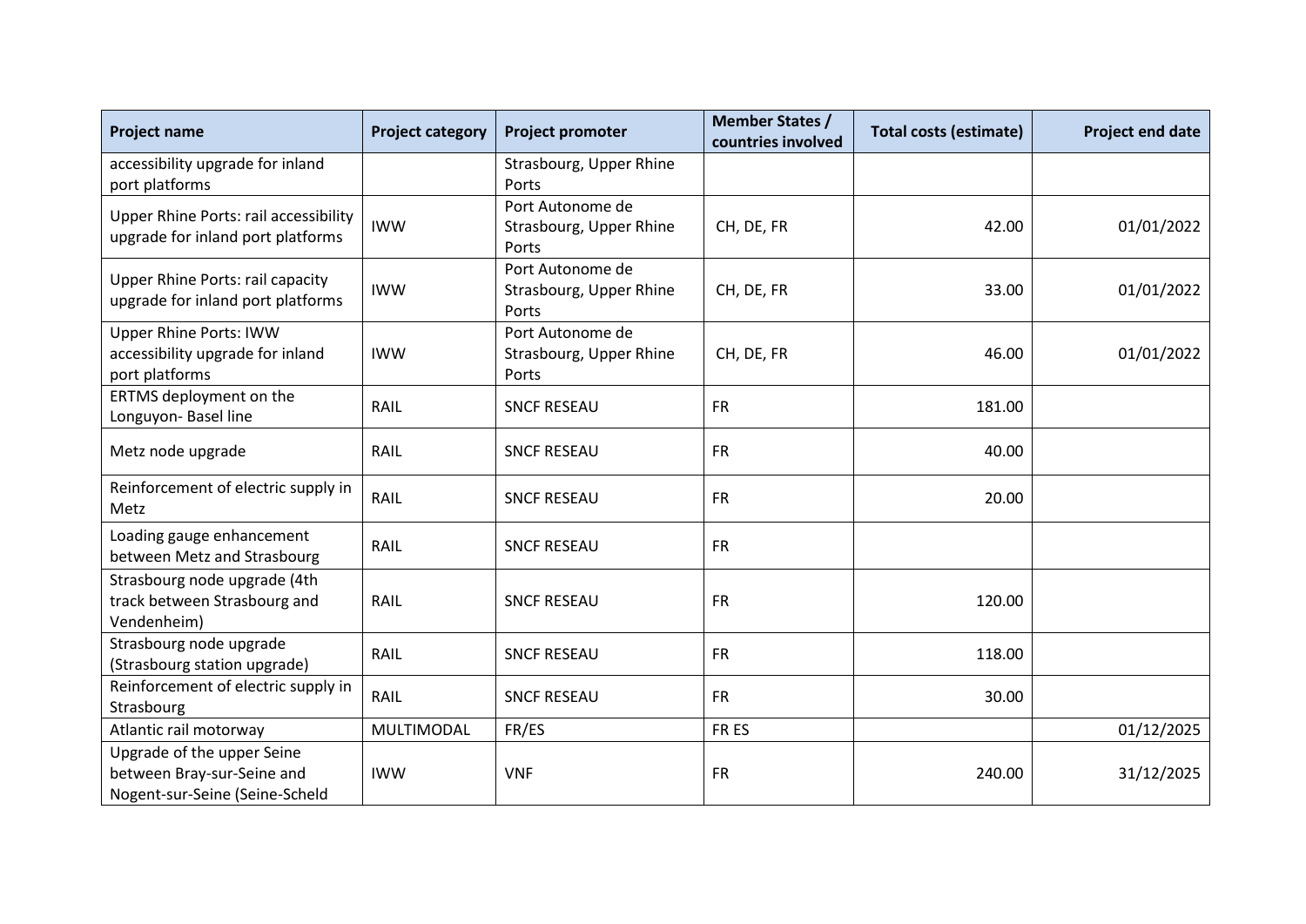| Project name | Project category | Project promoter | Member States / countries involved | Total costs (estimate) | Project end date |
|---|---|---|---|---|---|
| accessibility upgrade for inland port platforms | | Strasbourg, Upper Rhine Ports | | | |
| Upper Rhine Ports: rail accessibility upgrade for inland port platforms | IWW | Port Autonome de Strasbourg, Upper Rhine Ports | CH, DE, FR | 42.00 | 01/01/2022 |
| Upper Rhine Ports: rail capacity upgrade for inland port platforms | IWW | Port Autonome de Strasbourg, Upper Rhine Ports | CH, DE, FR | 33.00 | 01/01/2022 |
| Upper Rhine Ports: IWW accessibility upgrade for inland port platforms | IWW | Port Autonome de Strasbourg, Upper Rhine Ports | CH, DE, FR | 46.00 | 01/01/2022 |
| ERTMS deployment on the Longuyon- Basel line | RAIL | SNCF RESEAU | FR | 181.00 | |
| Metz node upgrade | RAIL | SNCF RESEAU | FR | 40.00 | |
| Reinforcement of electric supply in Metz | RAIL | SNCF RESEAU | FR | 20.00 | |
| Loading gauge enhancement between Metz and Strasbourg | RAIL | SNCF RESEAU | FR | | |
| Strasbourg node upgrade (4th track between Strasbourg and Vendenheim) | RAIL | SNCF RESEAU | FR | 120.00 | |
| Strasbourg node upgrade (Strasbourg station upgrade) | RAIL | SNCF RESEAU | FR | 118.00 | |
| Reinforcement of electric supply in Strasbourg | RAIL | SNCF RESEAU | FR | 30.00 | |
| Atlantic rail motorway | MULTIMODAL | FR/ES | FR ES | | 01/12/2025 |
| Upgrade of the upper Seine between Bray-sur-Seine and Nogent-sur-Seine (Seine-Scheld | IWW | VNF | FR | 240.00 | 31/12/2025 |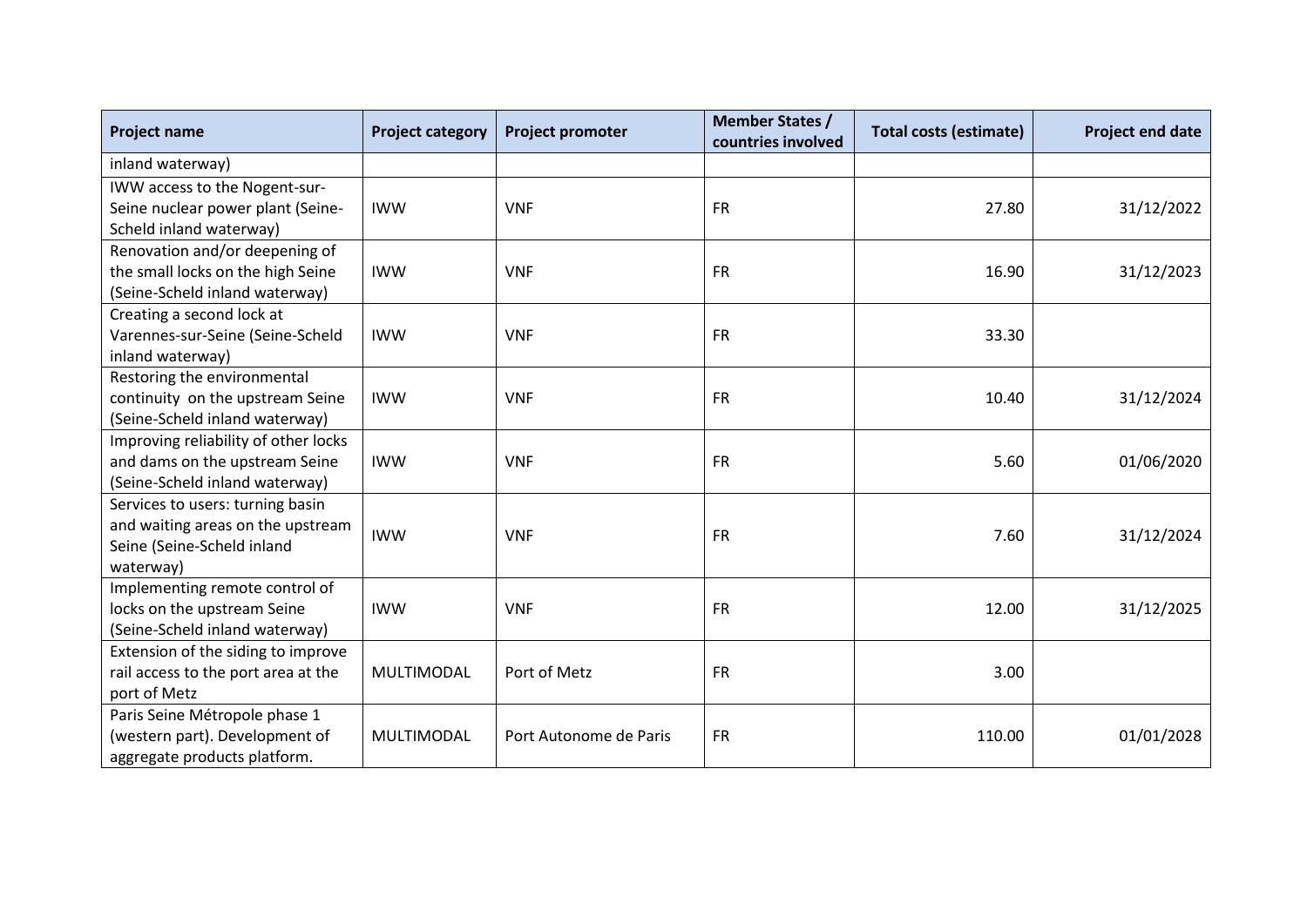| Project name | Project category | Project promoter | Member States / countries involved | Total costs (estimate) | Project end date |
|---|---|---|---|---|---|
| inland waterway) | | | | | |
| IWW access to the Nogent-sur-Seine nuclear power plant (Seine-Scheld inland waterway) | IWW | VNF | FR | 27.80 | 31/12/2022 |
| Renovation and/or deepening of the small locks on the high Seine (Seine-Scheld inland waterway) | IWW | VNF | FR | 16.90 | 31/12/2023 |
| Creating a second lock at Varennes-sur-Seine (Seine-Scheld inland waterway) | IWW | VNF | FR | 33.30 | |
| Restoring the environmental continuity on the upstream Seine (Seine-Scheld inland waterway) | IWW | VNF | FR | 10.40 | 31/12/2024 |
| Improving reliability of other locks and dams on the upstream Seine (Seine-Scheld inland waterway) | IWW | VNF | FR | 5.60 | 01/06/2020 |
| Services to users: turning basin and waiting areas on the upstream Seine (Seine-Scheld inland waterway) | IWW | VNF | FR | 7.60 | 31/12/2024 |
| Implementing remote control of locks on the upstream Seine (Seine-Scheld inland waterway) | IWW | VNF | FR | 12.00 | 31/12/2025 |
| Extension of the siding to improve rail access to the port area at the port of Metz | MULTIMODAL | Port of Metz | FR | 3.00 | |
| Paris Seine Métropole phase 1 (western part). Development of aggregate products platform. | MULTIMODAL | Port Autonome de Paris | FR | 110.00 | 01/01/2028 |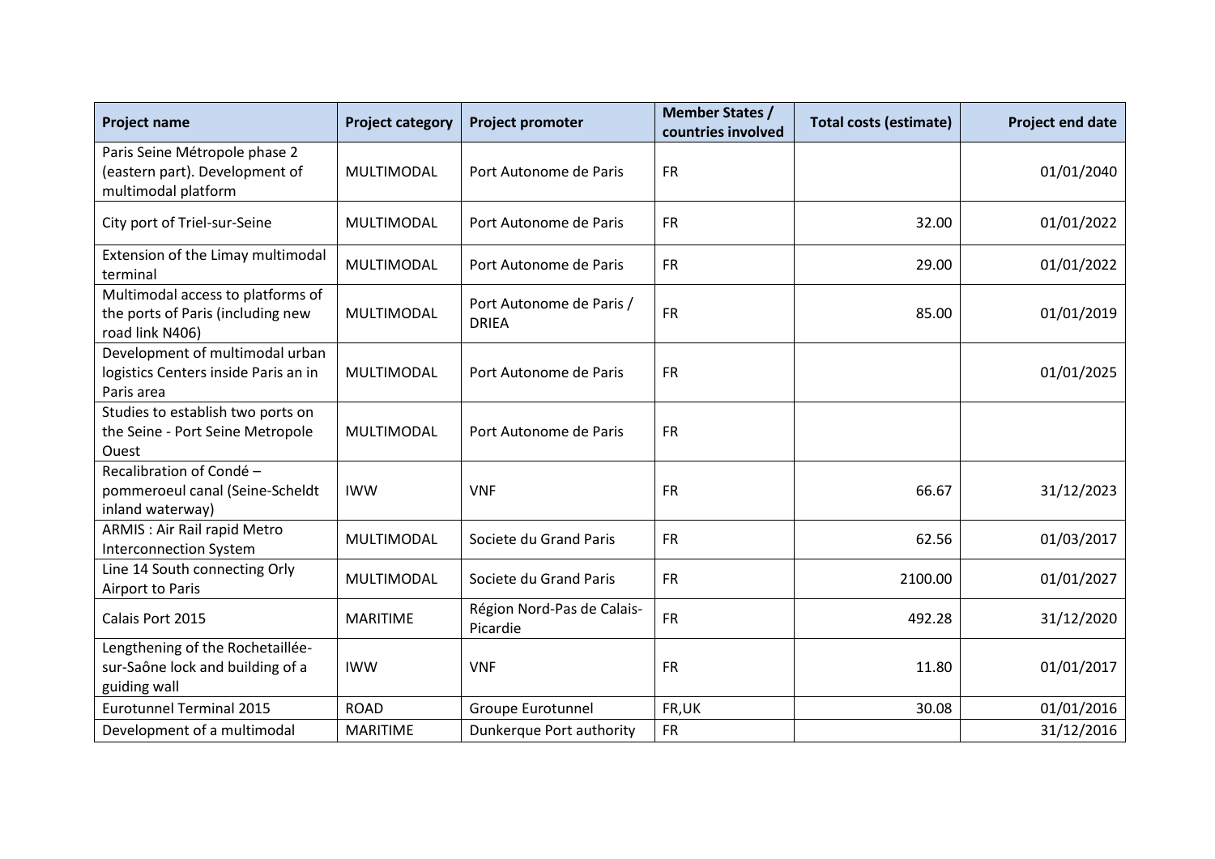| Project name | Project category | Project promoter | Member States / countries involved | Total costs (estimate) | Project end date |
|---|---|---|---|---|---|
| Paris Seine Métropole phase 2 (eastern part). Development of multimodal platform | MULTIMODAL | Port Autonome de Paris | FR | | 01/01/2040 |
| City port of Triel-sur-Seine | MULTIMODAL | Port Autonome de Paris | FR | 32.00 | 01/01/2022 |
| Extension of the Limay multimodal terminal | MULTIMODAL | Port Autonome de Paris | FR | 29.00 | 01/01/2022 |
| Multimodal access to platforms of the ports of Paris (including new road link N406) | MULTIMODAL | Port Autonome de Paris / DRIEA | FR | 85.00 | 01/01/2019 |
| Development of multimodal urban logistics Centers inside Paris an in Paris area | MULTIMODAL | Port Autonome de Paris | FR | | 01/01/2025 |
| Studies to establish two ports on the Seine - Port Seine Metropole Ouest | MULTIMODAL | Port Autonome de Paris | FR | | |
| Recalibration of Condé – pommeroeul canal (Seine-Scheldt inland waterway) | IWW | VNF | FR | 66.67 | 31/12/2023 |
| ARMIS : Air Rail rapid Metro Interconnection System | MULTIMODAL | Societe du Grand Paris | FR | 62.56 | 01/03/2017 |
| Line 14 South connecting Orly Airport to Paris | MULTIMODAL | Societe du Grand Paris | FR | 2100.00 | 01/01/2027 |
| Calais Port 2015 | MARITIME | Région Nord-Pas de Calais-Picardie | FR | 492.28 | 31/12/2020 |
| Lengthening of the Rochetaillée-sur-Saône lock and building of a guiding wall | IWW | VNF | FR | 11.80 | 01/01/2017 |
| Eurotunnel Terminal 2015 | ROAD | Groupe Eurotunnel | FR,UK | 30.08 | 01/01/2016 |
| Development of a multimodal | MARITIME | Dunkerque Port authority | FR | | 31/12/2016 |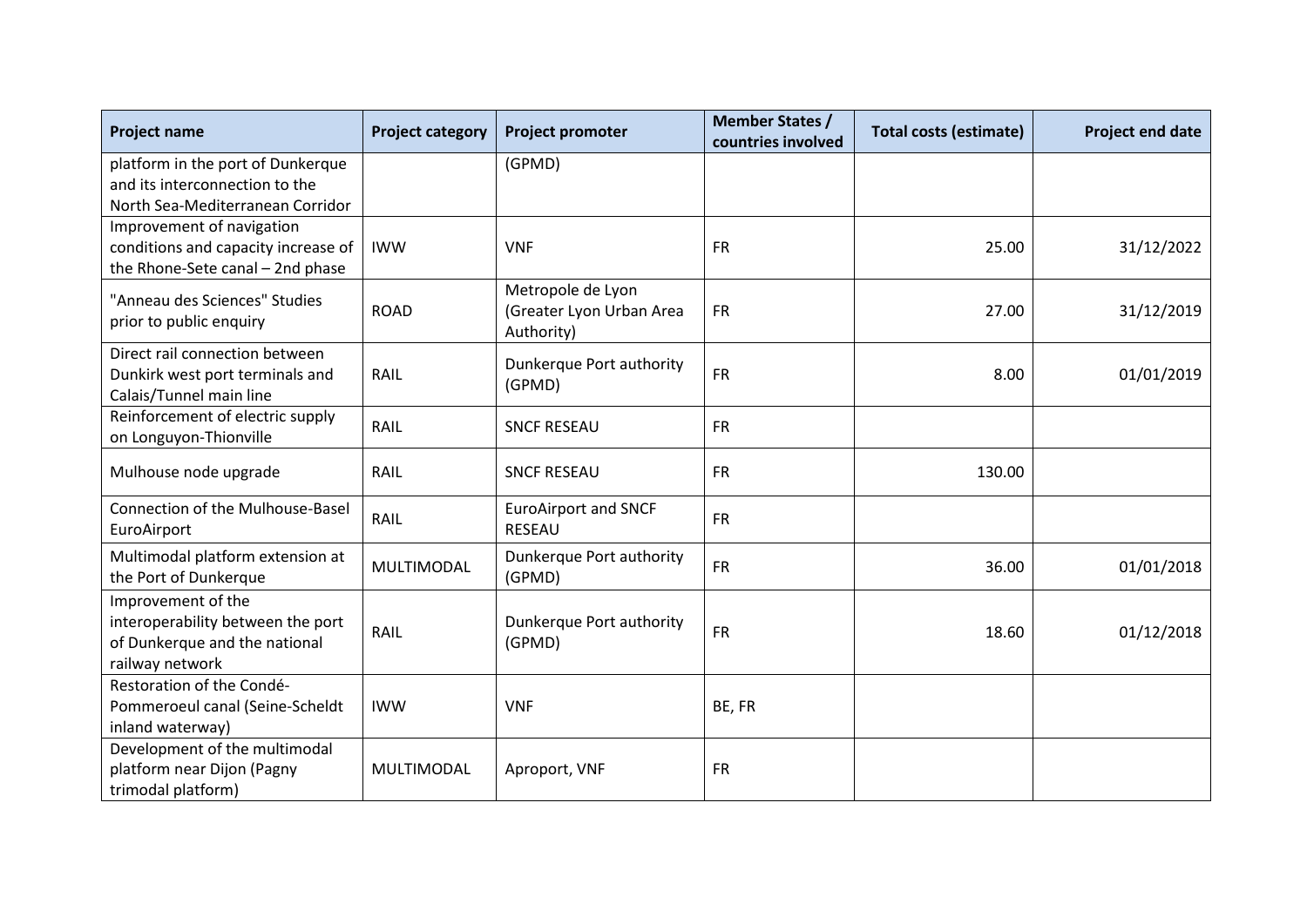| Project name | Project category | Project promoter | Member States / countries involved | Total costs (estimate) | Project end date |
|---|---|---|---|---|---|
| platform in the port of Dunkerque and its interconnection to the North Sea-Mediterranean Corridor | | (GPMD) | | | |
| Improvement of navigation conditions and capacity increase of the Rhone-Sete canal – 2nd phase | IWW | VNF | FR | 25.00 | 31/12/2022 |
| "Anneau des Sciences" Studies prior to public enquiry | ROAD | Metropole de Lyon (Greater Lyon Urban Area Authority) | FR | 27.00 | 31/12/2019 |
| Direct rail connection between Dunkirk west port terminals and Calais/Tunnel main line | RAIL | Dunkerque Port authority (GPMD) | FR | 8.00 | 01/01/2019 |
| Reinforcement of electric supply on Longuyon-Thionville | RAIL | SNCF RESEAU | FR | | |
| Mulhouse node upgrade | RAIL | SNCF RESEAU | FR | 130.00 | |
| Connection of the Mulhouse-Basel EuroAirport | RAIL | EuroAirport and SNCF RESEAU | FR | | |
| Multimodal platform extension at the Port of Dunkerque | MULTIMODAL | Dunkerque Port authority (GPMD) | FR | 36.00 | 01/01/2018 |
| Improvement of the interoperability between the port of Dunkerque and the national railway network | RAIL | Dunkerque Port authority (GPMD) | FR | 18.60 | 01/12/2018 |
| Restoration of the Condé-Pommeroeul canal (Seine-Scheldt inland waterway) | IWW | VNF | BE, FR | | |
| Development of the multimodal platform near Dijon (Pagny trimodal platform) | MULTIMODAL | Aproport, VNF | FR | | |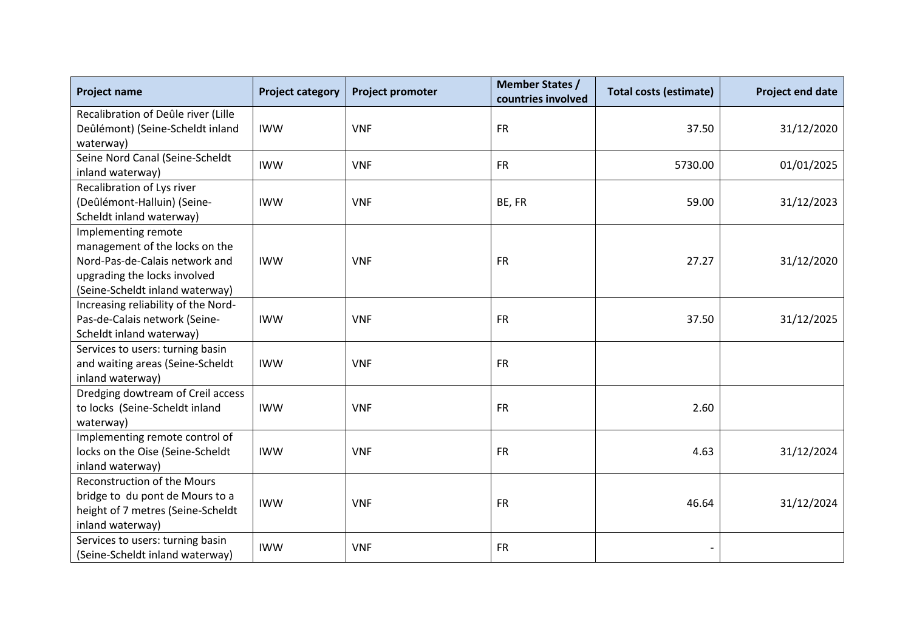| Project name | Project category | Project promoter | Member States / countries involved | Total costs (estimate) | Project end date |
|---|---|---|---|---|---|
| Recalibration of Deûle river (Lille Deûlémont) (Seine-Scheldt inland waterway) | IWW | VNF | FR | 37.50 | 31/12/2020 |
| Seine Nord Canal (Seine-Scheldt inland waterway) | IWW | VNF | FR | 5730.00 | 01/01/2025 |
| Recalibration of Lys river (Deûlémont-Halluin) (Seine-Scheldt inland waterway) | IWW | VNF | BE, FR | 59.00 | 31/12/2023 |
| Implementing remote management of the locks on the Nord-Pas-de-Calais network and upgrading the locks involved (Seine-Scheldt inland waterway) | IWW | VNF | FR | 27.27 | 31/12/2020 |
| Increasing reliability of the Nord-Pas-de-Calais network (Seine-Scheldt inland waterway) | IWW | VNF | FR | 37.50 | 31/12/2025 |
| Services to users: turning basin and waiting areas (Seine-Scheldt inland waterway) | IWW | VNF | FR | | |
| Dredging dowtream of Creil access to locks (Seine-Scheldt inland waterway) | IWW | VNF | FR | 2.60 | |
| Implementing remote control of locks on the Oise (Seine-Scheldt inland waterway) | IWW | VNF | FR | 4.63 | 31/12/2024 |
| Reconstruction of the Mours bridge to du pont de Mours to a height of 7 metres (Seine-Scheldt inland waterway) | IWW | VNF | FR | 46.64 | 31/12/2024 |
| Services to users: turning basin (Seine-Scheldt inland waterway) | IWW | VNF | FR | - | |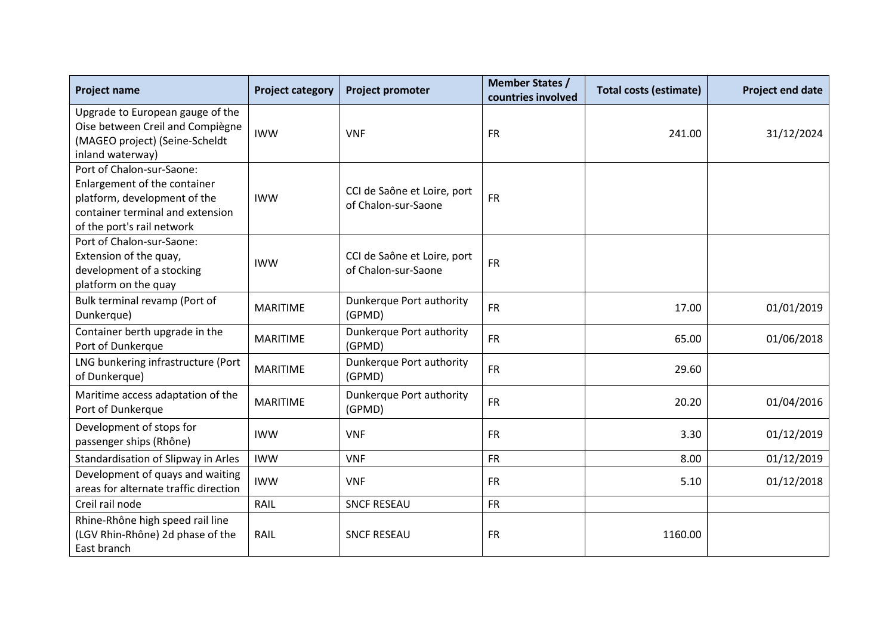| Project name | Project category | Project promoter | Member States / countries involved | Total costs (estimate) | Project end date |
|---|---|---|---|---|---|
| Upgrade to European gauge of the Oise between Creil and Compiègne (MAGEO project) (Seine-Scheldt inland waterway) | IWW | VNF | FR | 241.00 | 31/12/2024 |
| Port of Chalon-sur-Saone: Enlargement of the container platform, development of the container terminal and extension of the port's rail network | IWW | CCI de Saône et Loire, port of Chalon-sur-Saone | FR | | |
| Port of Chalon-sur-Saone: Extension of the quay, development of a stocking platform on the quay | IWW | CCI de Saône et Loire, port of Chalon-sur-Saone | FR | | |
| Bulk terminal revamp (Port of Dunkerque) | MARITIME | Dunkerque Port authority (GPMD) | FR | 17.00 | 01/01/2019 |
| Container berth upgrade in the Port of Dunkerque | MARITIME | Dunkerque Port authority (GPMD) | FR | 65.00 | 01/06/2018 |
| LNG bunkering infrastructure (Port of Dunkerque) | MARITIME | Dunkerque Port authority (GPMD) | FR | 29.60 | |
| Maritime access adaptation of the Port of Dunkerque | MARITIME | Dunkerque Port authority (GPMD) | FR | 20.20 | 01/04/2016 |
| Development of stops for passenger ships (Rhône) | IWW | VNF | FR | 3.30 | 01/12/2019 |
| Standardisation of Slipway in Arles | IWW | VNF | FR | 8.00 | 01/12/2019 |
| Development of quays and waiting areas for alternate traffic direction | IWW | VNF | FR | 5.10 | 01/12/2018 |
| Creil rail node | RAIL | SNCF RESEAU | FR | | |
| Rhine-Rhône high speed rail line (LGV Rhin-Rhône) 2d phase of the East branch | RAIL | SNCF RESEAU | FR | 1160.00 | |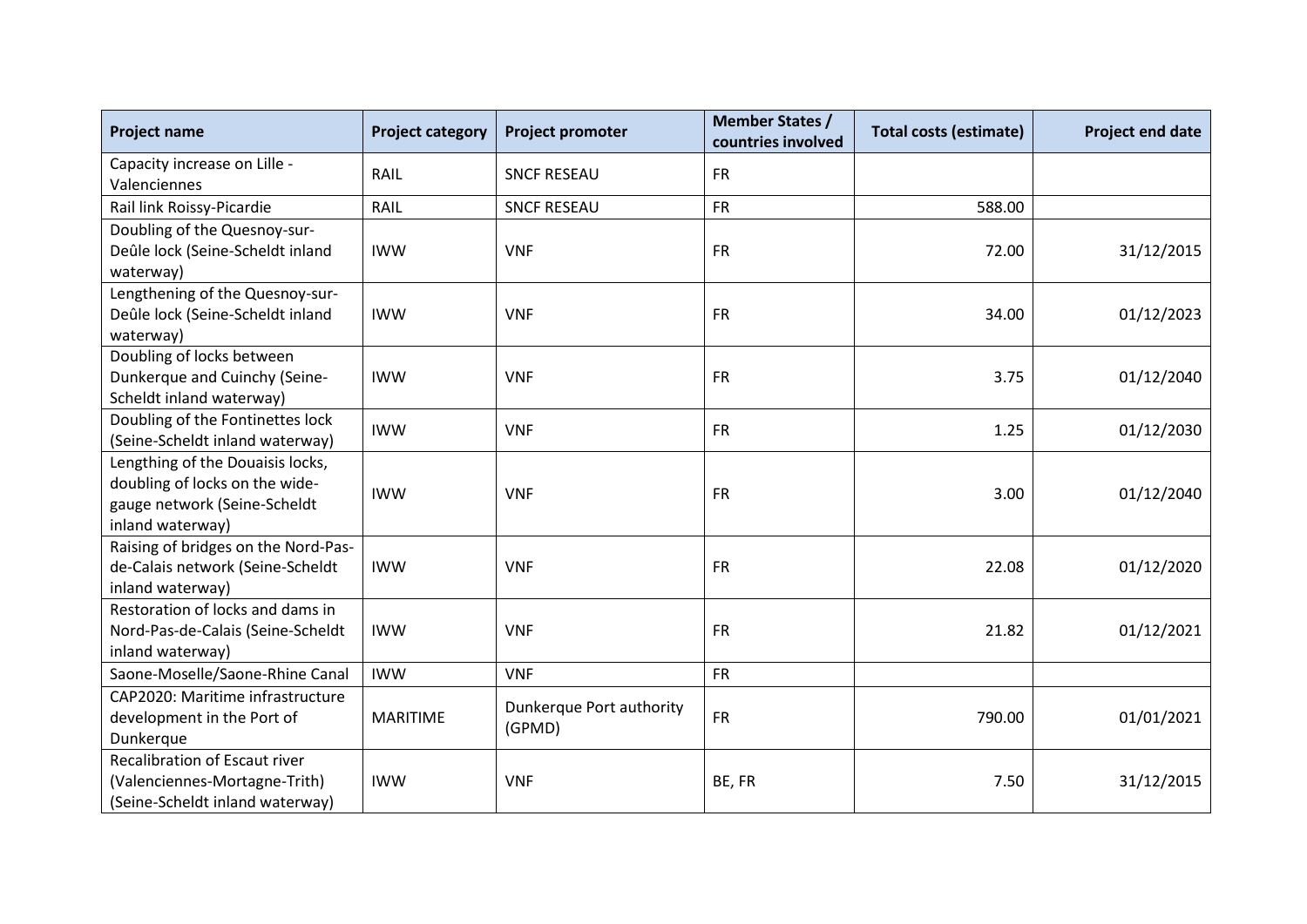| Project name | Project category | Project promoter | Member States / countries involved | Total costs (estimate) | Project end date |
|---|---|---|---|---|---|
| Capacity increase on Lille - Valenciennes | RAIL | SNCF RESEAU | FR | | |
| Rail link Roissy-Picardie | RAIL | SNCF RESEAU | FR | 588.00 | |
| Doubling of the Quesnoy-sur-Deûle lock (Seine-Scheldt inland waterway) | IWW | VNF | FR | 72.00 | 31/12/2015 |
| Lengthening of the Quesnoy-sur-Deûle lock (Seine-Scheldt inland waterway) | IWW | VNF | FR | 34.00 | 01/12/2023 |
| Doubling of locks between Dunkerque and Cuinchy (Seine-Scheldt inland waterway) | IWW | VNF | FR | 3.75 | 01/12/2040 |
| Doubling of the Fontinettes lock (Seine-Scheldt inland waterway) | IWW | VNF | FR | 1.25 | 01/12/2030 |
| Lengthing of the Douaisis locks, doubling of locks on the wide-gauge network (Seine-Scheldt inland waterway) | IWW | VNF | FR | 3.00 | 01/12/2040 |
| Raising of bridges on the Nord-Pas-de-Calais network (Seine-Scheldt inland waterway) | IWW | VNF | FR | 22.08 | 01/12/2020 |
| Restoration of locks and dams in Nord-Pas-de-Calais (Seine-Scheldt inland waterway) | IWW | VNF | FR | 21.82 | 01/12/2021 |
| Saone-Moselle/Saone-Rhine Canal | IWW | VNF | FR | | |
| CAP2020: Maritime infrastructure development in the Port of Dunkerque | MARITIME | Dunkerque Port authority (GPMD) | FR | 790.00 | 01/01/2021 |
| Recalibration of Escaut river (Valenciennes-Mortagne-Trith) (Seine-Scheldt inland waterway) | IWW | VNF | BE, FR | 7.50 | 31/12/2015 |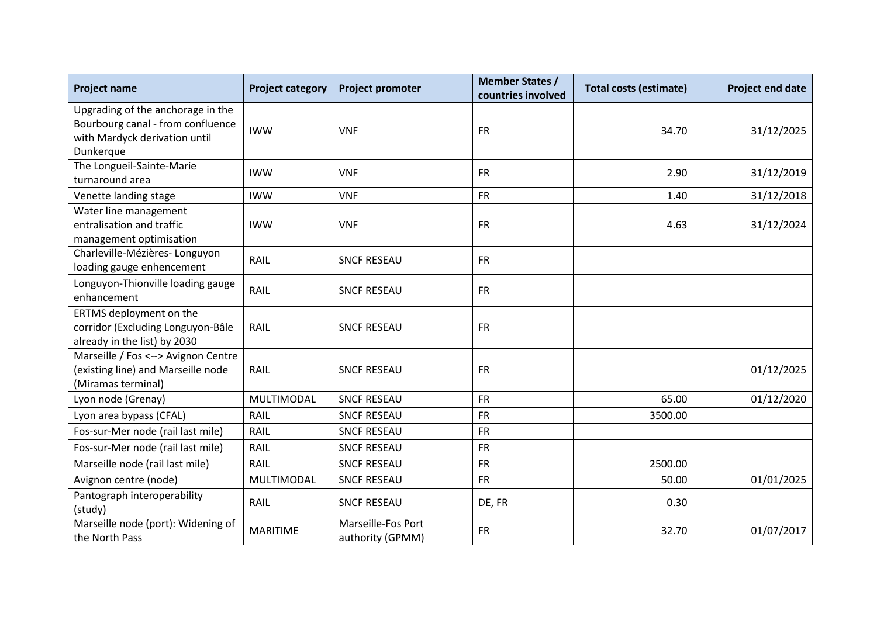| Project name | Project category | Project promoter | Member States / countries involved | Total costs (estimate) | Project end date |
| --- | --- | --- | --- | --- | --- |
| Upgrading of the anchorage in the Bourbourg canal - from confluence with Mardyck derivation until Dunkerque | IWW | VNF | FR | 34.70 | 31/12/2025 |
| The Longueil-Sainte-Marie turnaround area | IWW | VNF | FR | 2.90 | 31/12/2019 |
| Venette landing stage | IWW | VNF | FR | 1.40 | 31/12/2018 |
| Water line management entralisation and traffic management optimisation | IWW | VNF | FR | 4.63 | 31/12/2024 |
| Charleville-Mézières- Longuyon loading gauge enhencement | RAIL | SNCF RESEAU | FR | | |
| Longuyon-Thionville loading gauge enhancement | RAIL | SNCF RESEAU | FR | | |
| ERTMS deployment on the corridor (Excluding Longuyon-Bâle already in the list) by 2030 | RAIL | SNCF RESEAU | FR | | |
| Marseille / Fos <--> Avignon Centre (existing line) and Marseille node (Miramas terminal) | RAIL | SNCF RESEAU | FR | | 01/12/2025 |
| Lyon node (Grenay) | MULTIMODAL | SNCF RESEAU | FR | 65.00 | 01/12/2020 |
| Lyon area bypass (CFAL) | RAIL | SNCF RESEAU | FR | 3500.00 | |
| Fos-sur-Mer node (rail last mile) | RAIL | SNCF RESEAU | FR | | |
| Fos-sur-Mer node (rail last mile) | RAIL | SNCF RESEAU | FR | | |
| Marseille node (rail last mile) | RAIL | SNCF RESEAU | FR | 2500.00 | |
| Avignon centre (node) | MULTIMODAL | SNCF RESEAU | FR | 50.00 | 01/01/2025 |
| Pantograph interoperability (study) | RAIL | SNCF RESEAU | DE, FR | 0.30 | |
| Marseille node (port): Widening of the North Pass | MARITIME | Marseille-Fos Port authority (GPMM) | FR | 32.70 | 01/07/2017 |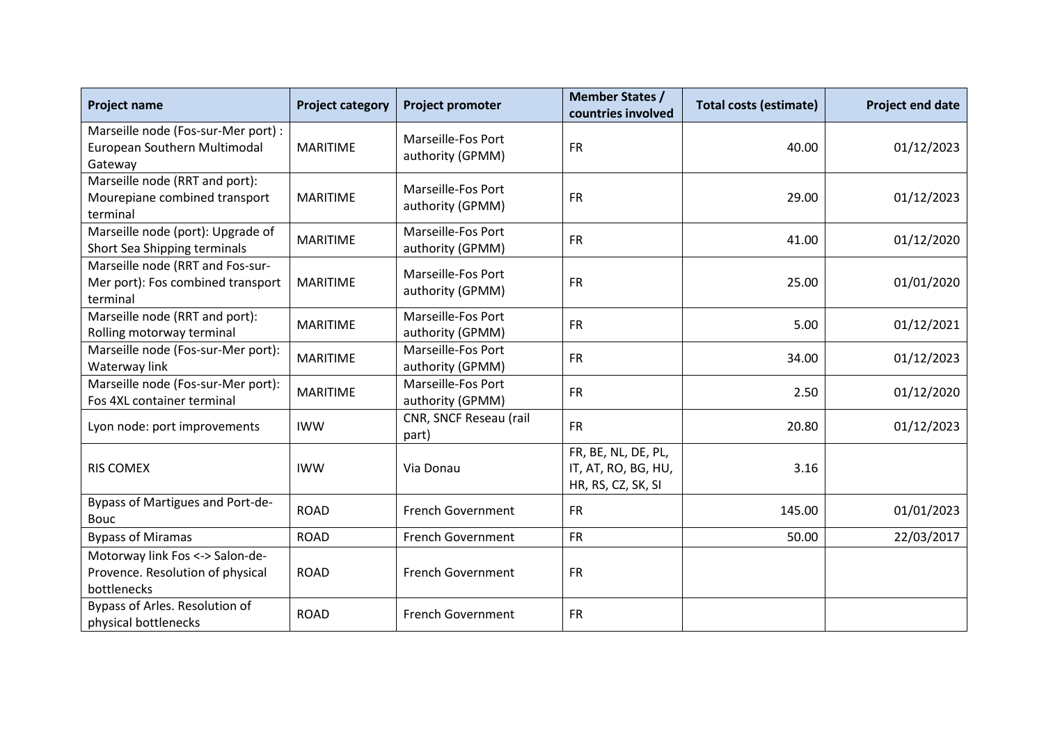| Project name | Project category | Project promoter | Member States / countries involved | Total costs (estimate) | Project end date |
|---|---|---|---|---|---|
| Marseille node (Fos-sur-Mer port) : European Southern Multimodal Gateway | MARITIME | Marseille-Fos Port authority (GPMM) | FR | 40.00 | 01/12/2023 |
| Marseille node (RRT and port): Mourepiane combined transport terminal | MARITIME | Marseille-Fos Port authority (GPMM) | FR | 29.00 | 01/12/2023 |
| Marseille node (port): Upgrade of Short Sea Shipping terminals | MARITIME | Marseille-Fos Port authority (GPMM) | FR | 41.00 | 01/12/2020 |
| Marseille node (RRT and Fos-sur-Mer port): Fos combined transport terminal | MARITIME | Marseille-Fos Port authority (GPMM) | FR | 25.00 | 01/01/2020 |
| Marseille node (RRT and port): Rolling motorway terminal | MARITIME | Marseille-Fos Port authority (GPMM) | FR | 5.00 | 01/12/2021 |
| Marseille node (Fos-sur-Mer port): Waterway link | MARITIME | Marseille-Fos Port authority (GPMM) | FR | 34.00 | 01/12/2023 |
| Marseille node (Fos-sur-Mer port): Fos 4XL container terminal | MARITIME | Marseille-Fos Port authority (GPMM) | FR | 2.50 | 01/12/2020 |
| Lyon node: port improvements | IWW | CNR, SNCF Reseau (rail part) | FR | 20.80 | 01/12/2023 |
| RIS COMEX | IWW | Via Donau | FR, BE, NL, DE, PL, IT, AT, RO, BG, HU, HR, RS, CZ, SK, SI | 3.16 | |
| Bypass of Martigues and Port-de-Bouc | ROAD | French Government | FR | 145.00 | 01/01/2023 |
| Bypass of Miramas | ROAD | French Government | FR | 50.00 | 22/03/2017 |
| Motorway link Fos <-> Salon-de-Provence. Resolution of physical bottlenecks | ROAD | French Government | FR | | |
| Bypass of Arles. Resolution of physical bottlenecks | ROAD | French Government | FR | | |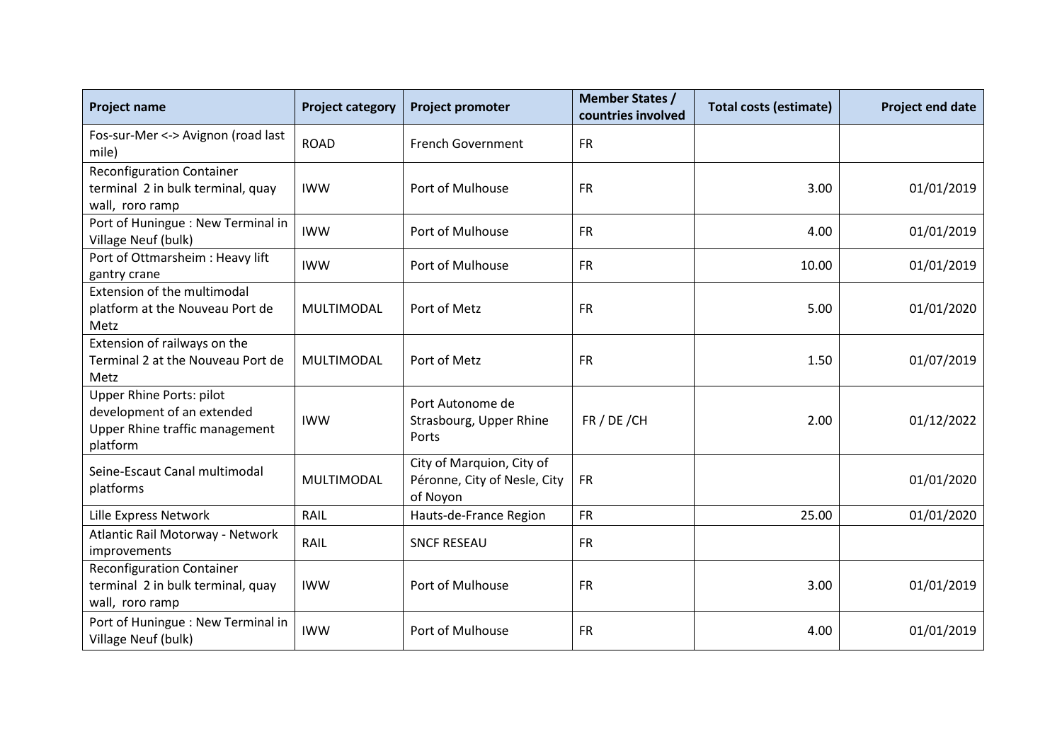| Project name | Project category | Project promoter | Member States / countries involved | Total costs (estimate) | Project end date |
|---|---|---|---|---|---|
| Fos-sur-Mer <-> Avignon (road last mile) | ROAD | French Government | FR | | |
| Reconfiguration Container terminal 2 in bulk terminal, quay wall, roro ramp | IWW | Port of Mulhouse | FR | 3.00 | 01/01/2019 |
| Port of Huningue : New Terminal in Village Neuf (bulk) | IWW | Port of Mulhouse | FR | 4.00 | 01/01/2019 |
| Port of Ottmarsheim : Heavy lift gantry crane | IWW | Port of Mulhouse | FR | 10.00 | 01/01/2019 |
| Extension of the multimodal platform at the Nouveau Port de Metz | MULTIMODAL | Port of Metz | FR | 5.00 | 01/01/2020 |
| Extension of railways on the Terminal 2 at the Nouveau Port de Metz | MULTIMODAL | Port of Metz | FR | 1.50 | 01/07/2019 |
| Upper Rhine Ports: pilot development of an extended Upper Rhine traffic management platform | IWW | Port Autonome de Strasbourg, Upper Rhine Ports | FR / DE /CH | 2.00 | 01/12/2022 |
| Seine-Escaut Canal multimodal platforms | MULTIMODAL | City of Marquion, City of Péronne, City of Nesle, City of Noyon | FR | | 01/01/2020 |
| Lille Express Network | RAIL | Hauts-de-France Region | FR | 25.00 | 01/01/2020 |
| Atlantic Rail Motorway - Network improvements | RAIL | SNCF RESEAU | FR | | |
| Reconfiguration Container terminal 2 in bulk terminal, quay wall, roro ramp | IWW | Port of Mulhouse | FR | 3.00 | 01/01/2019 |
| Port of Huningue : New Terminal in Village Neuf (bulk) | IWW | Port of Mulhouse | FR | 4.00 | 01/01/2019 |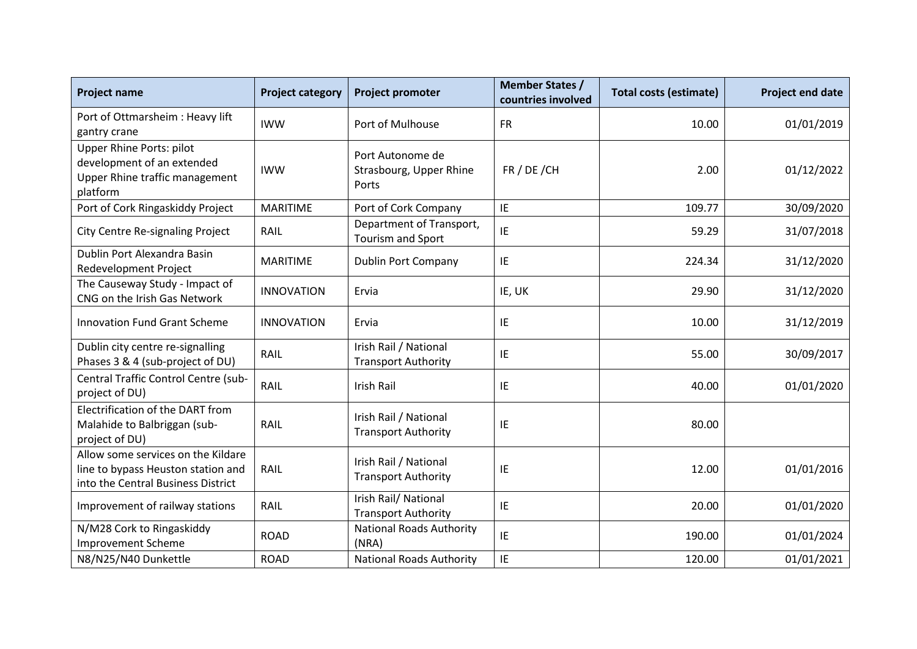| Project name | Project category | Project promoter | Member States / countries involved | Total costs (estimate) | Project end date |
|---|---|---|---|---|---|
| Port of Ottmarsheim : Heavy lift gantry crane | IWW | Port of Mulhouse | FR | 10.00 | 01/01/2019 |
| Upper Rhine Ports: pilot development of an extended Upper Rhine traffic management platform | IWW | Port Autonome de Strasbourg, Upper Rhine Ports | FR / DE /CH | 2.00 | 01/12/2022 |
| Port of Cork Ringaskiddy Project | MARITIME | Port of Cork Company | IE | 109.77 | 30/09/2020 |
| City Centre Re-signaling Project | RAIL | Department of Transport, Tourism and Sport | IE | 59.29 | 31/07/2018 |
| Dublin Port Alexandra Basin Redevelopment Project | MARITIME | Dublin Port Company | IE | 224.34 | 31/12/2020 |
| The Causeway Study - Impact of CNG on the Irish Gas Network | INNOVATION | Ervia | IE, UK | 29.90 | 31/12/2020 |
| Innovation Fund Grant Scheme | INNOVATION | Ervia | IE | 10.00 | 31/12/2019 |
| Dublin city centre re-signalling Phases 3 & 4 (sub-project of DU) | RAIL | Irish Rail / National Transport Authority | IE | 55.00 | 30/09/2017 |
| Central Traffic Control Centre (sub-project of DU) | RAIL | Irish Rail | IE | 40.00 | 01/01/2020 |
| Electrification of the DART from Malahide to Balbriggan (sub-project of DU) | RAIL | Irish Rail / National Transport Authority | IE | 80.00 | |
| Allow some services on the Kildare line to bypass Heuston station and into the Central Business District | RAIL | Irish Rail / National Transport Authority | IE | 12.00 | 01/01/2016 |
| Improvement of railway stations | RAIL | Irish Rail/ National Transport Authority | IE | 20.00 | 01/01/2020 |
| N/M28 Cork to Ringaskiddy Improvement Scheme | ROAD | National Roads Authority (NRA) | IE | 190.00 | 01/01/2024 |
| N8/N25/N40 Dunkettle | ROAD | National Roads Authority | IE | 120.00 | 01/01/2021 |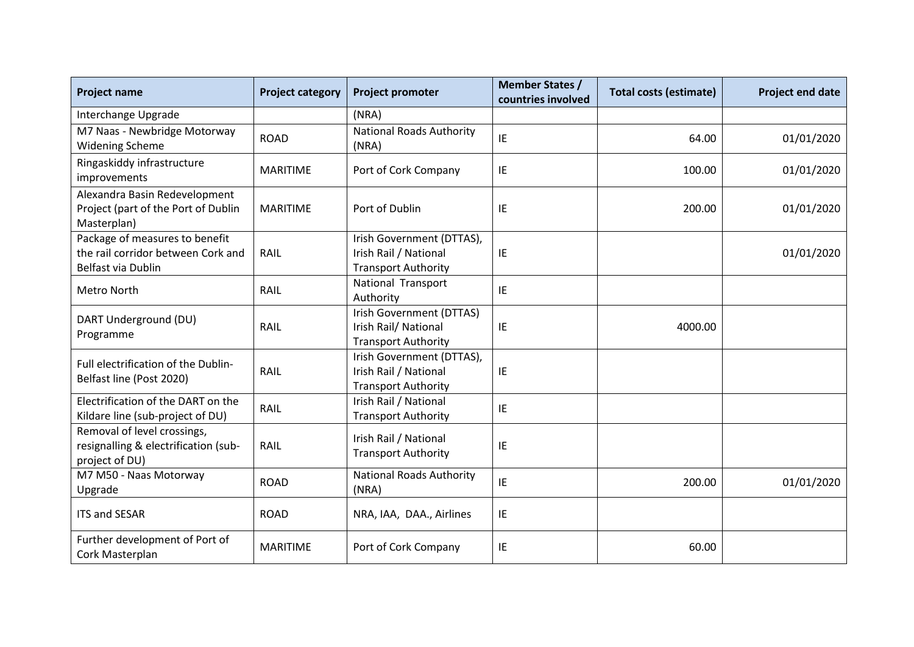| Project name | Project category | Project promoter | Member States / countries involved | Total costs (estimate) | Project end date |
| --- | --- | --- | --- | --- | --- |
| Interchange Upgrade | | (NRA) | | | |
| M7 Naas - Newbridge Motorway Widening Scheme | ROAD | National Roads Authority (NRA) | IE | 64.00 | 01/01/2020 |
| Ringaskiddy infrastructure improvements | MARITIME | Port of Cork Company | IE | 100.00 | 01/01/2020 |
| Alexandra Basin Redevelopment Project (part of the Port of Dublin Masterplan) | MARITIME | Port of Dublin | IE | 200.00 | 01/01/2020 |
| Package of measures to benefit the rail corridor between Cork and Belfast via Dublin | RAIL | Irish Government (DTTAS), Irish Rail / National Transport Authority | IE | | 01/01/2020 |
| Metro North | RAIL | National Transport Authority | IE | | |
| DART Underground (DU) Programme | RAIL | Irish Government (DTTAS) Irish Rail/ National Transport Authority | IE | 4000.00 | |
| Full electrification of the Dublin-Belfast line (Post 2020) | RAIL | Irish Government (DTTAS), Irish Rail / National Transport Authority | IE | | |
| Electrification of the DART on the Kildare line (sub-project of DU) | RAIL | Irish Rail / National Transport Authority | IE | | |
| Removal of level crossings, resignalling & electrification (sub-project of DU) | RAIL | Irish Rail / National Transport Authority | IE | | |
| M7 M50 - Naas Motorway Upgrade | ROAD | National Roads Authority (NRA) | IE | 200.00 | 01/01/2020 |
| ITS and SESAR | ROAD | NRA, IAA, DAA., Airlines | IE | | |
| Further development of Port of Cork Masterplan | MARITIME | Port of Cork Company | IE | 60.00 | |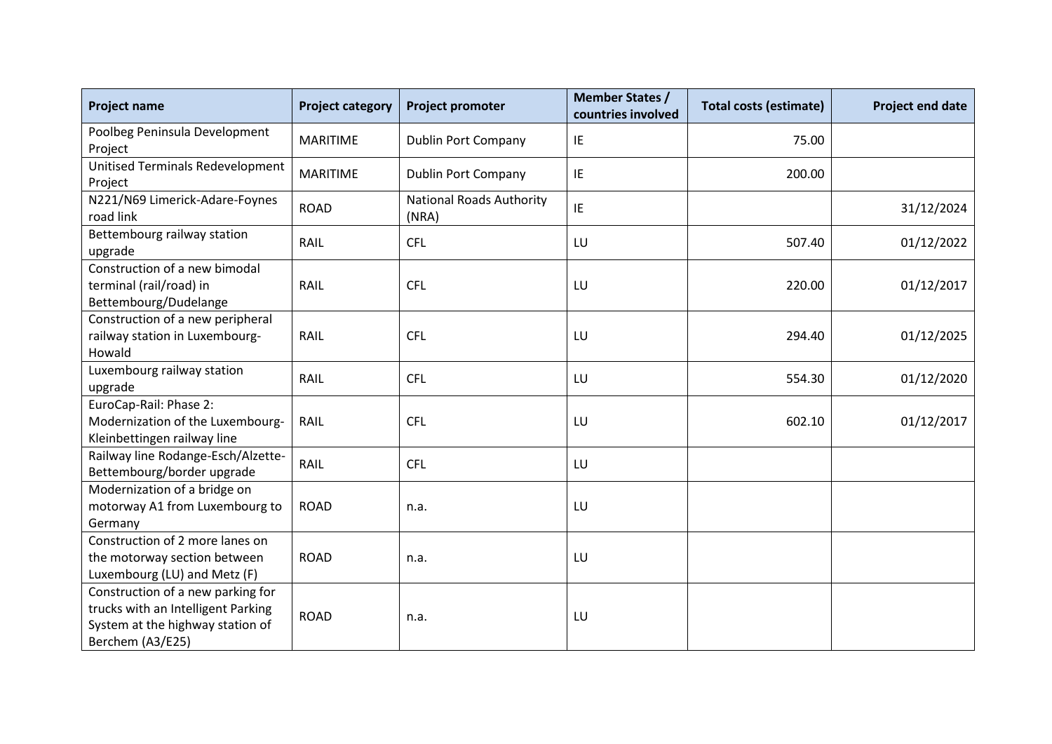| Project name | Project category | Project promoter | Member States / countries involved | Total costs (estimate) | Project end date |
|---|---|---|---|---|---|
| Poolbeg Peninsula Development Project | MARITIME | Dublin Port Company | IE | 75.00 | |
| Unitised Terminals Redevelopment Project | MARITIME | Dublin Port Company | IE | 200.00 | |
| N221/N69 Limerick-Adare-Foynes road link | ROAD | National Roads Authority (NRA) | IE | | 31/12/2024 |
| Bettembourg railway station upgrade | RAIL | CFL | LU | 507.40 | 01/12/2022 |
| Construction of a new bimodal terminal (rail/road) in Bettembourg/Dudelange | RAIL | CFL | LU | 220.00 | 01/12/2017 |
| Construction of a new peripheral railway station in Luxembourg-Howald | RAIL | CFL | LU | 294.40 | 01/12/2025 |
| Luxembourg railway station upgrade | RAIL | CFL | LU | 554.30 | 01/12/2020 |
| EuroCap-Rail: Phase 2: Modernization of the Luxembourg-Kleinbettingen railway line | RAIL | CFL | LU | 602.10 | 01/12/2017 |
| Railway line Rodange-Esch/Alzette-Bettembourg/border upgrade | RAIL | CFL | LU | | |
| Modernization of a bridge on motorway A1 from Luxembourg to Germany | ROAD | n.a. | LU | | |
| Construction of 2 more lanes on the motorway section between Luxembourg (LU) and Metz (F) | ROAD | n.a. | LU | | |
| Construction of a new parking for trucks with an Intelligent Parking System at the highway station of Berchem (A3/E25) | ROAD | n.a. | LU | | |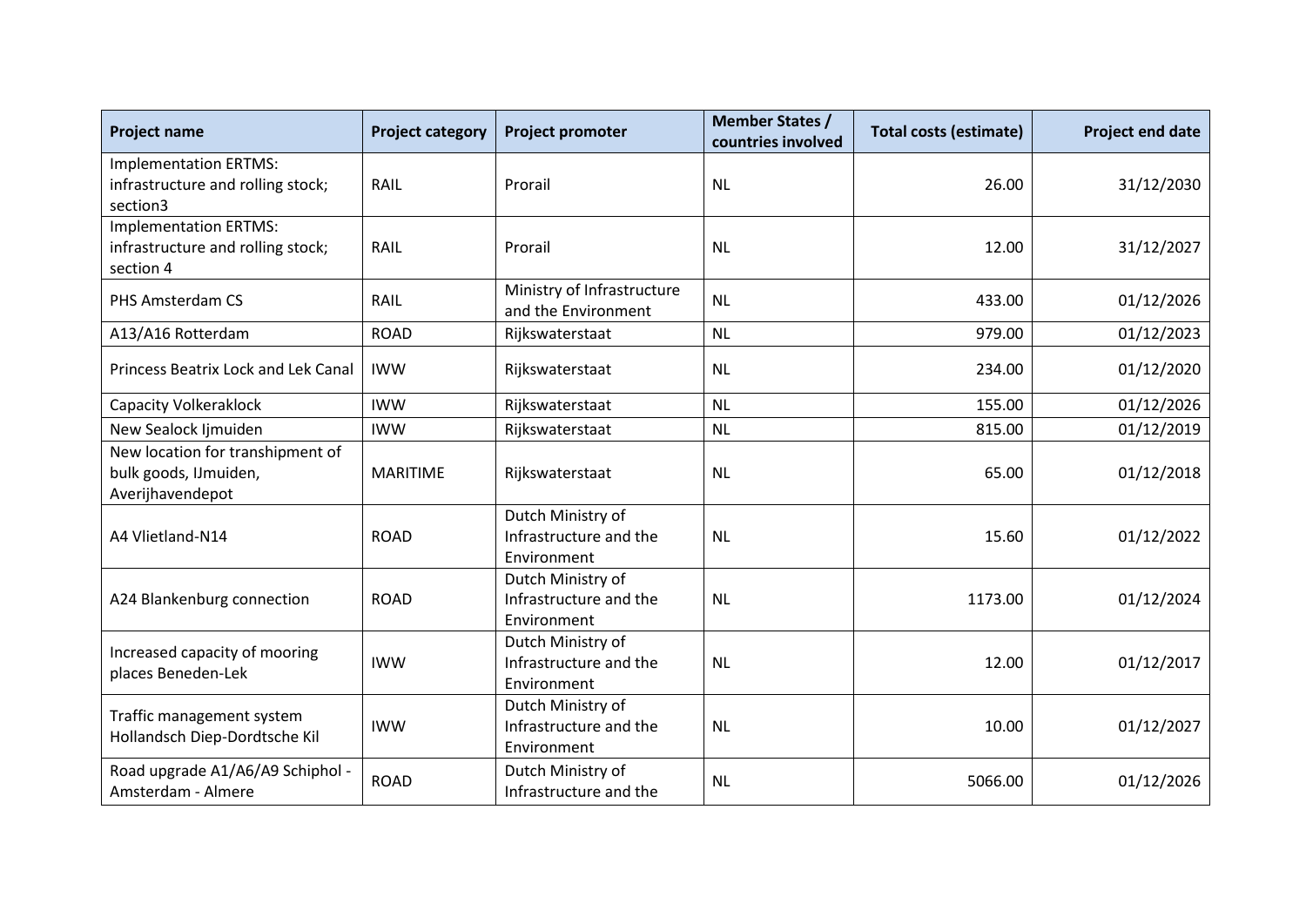| Project name | Project category | Project promoter | Member States / countries involved | Total costs (estimate) | Project end date |
|---|---|---|---|---|---|
| Implementation ERTMS: infrastructure and rolling stock; section3 | RAIL | Prorail | NL | 26.00 | 31/12/2030 |
| Implementation ERTMS: infrastructure and rolling stock; section 4 | RAIL | Prorail | NL | 12.00 | 31/12/2027 |
| PHS Amsterdam CS | RAIL | Ministry of Infrastructure and the Environment | NL | 433.00 | 01/12/2026 |
| A13/A16 Rotterdam | ROAD | Rijkswaterstaat | NL | 979.00 | 01/12/2023 |
| Princess Beatrix Lock and Lek Canal | IWW | Rijkswaterstaat | NL | 234.00 | 01/12/2020 |
| Capacity Volkeraklock | IWW | Rijkswaterstaat | NL | 155.00 | 01/12/2026 |
| New Sealock Ijmuiden | IWW | Rijkswaterstaat | NL | 815.00 | 01/12/2019 |
| New location for transhipment of bulk goods, IJmuiden, Averijhavendepot | MARITIME | Rijkswaterstaat | NL | 65.00 | 01/12/2018 |
| A4 Vlietland-N14 | ROAD | Dutch Ministry of Infrastructure and the Environment | NL | 15.60 | 01/12/2022 |
| A24 Blankenburg connection | ROAD | Dutch Ministry of Infrastructure and the Environment | NL | 1173.00 | 01/12/2024 |
| Increased capacity of mooring places Beneden-Lek | IWW | Dutch Ministry of Infrastructure and the Environment | NL | 12.00 | 01/12/2017 |
| Traffic management system Hollandsch Diep-Dordtsche Kil | IWW | Dutch Ministry of Infrastructure and the Environment | NL | 10.00 | 01/12/2027 |
| Road upgrade A1/A6/A9 Schiphol - Amsterdam - Almere | ROAD | Dutch Ministry of Infrastructure and the | NL | 5066.00 | 01/12/2026 |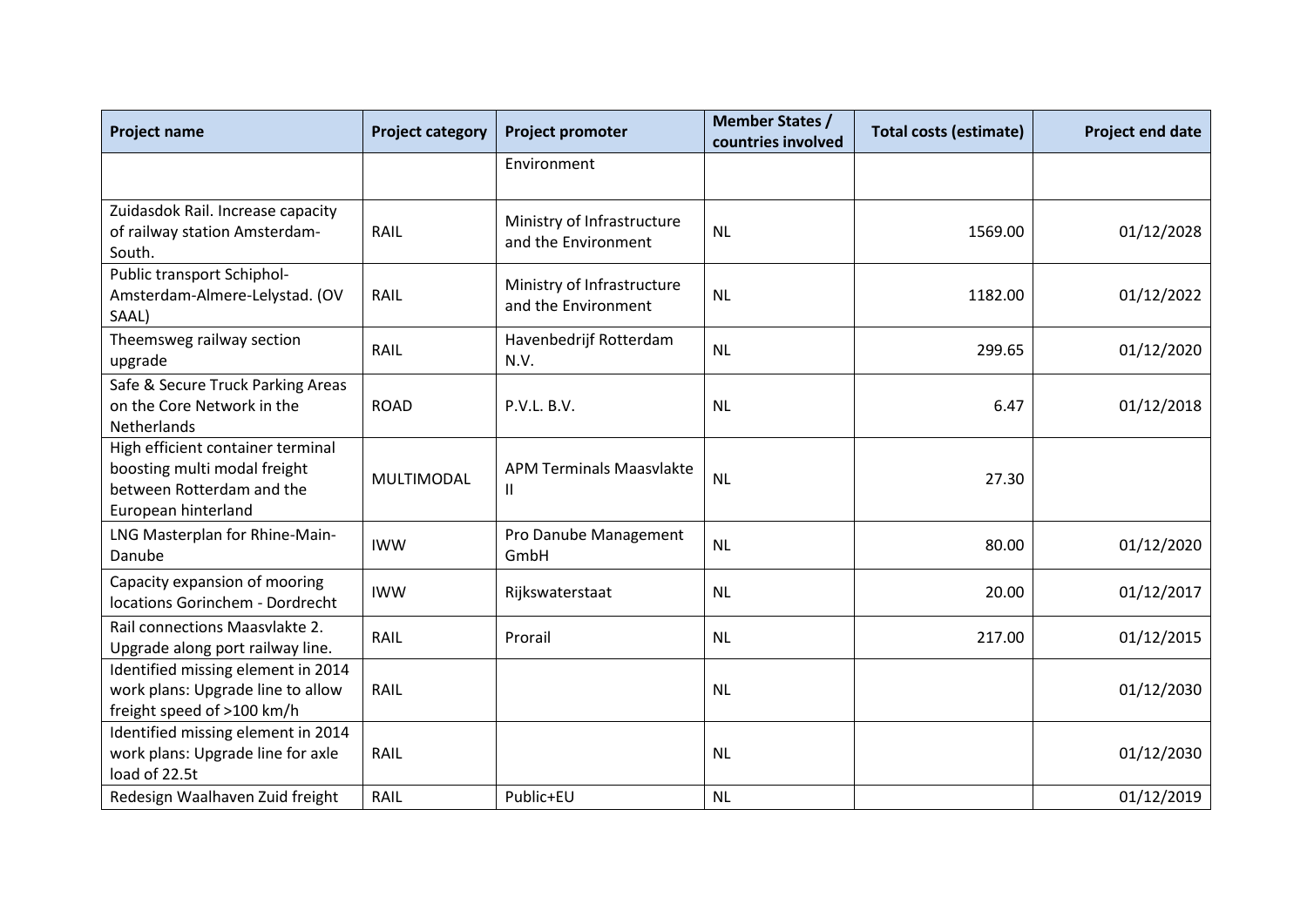| Project name | Project category | Project promoter | Member States / countries involved | Total costs (estimate) | Project end date |
|---|---|---|---|---|---|
| | | Environment | | | |
| Zuidasdok Rail. Increase capacity of railway station Amsterdam-South. | RAIL | Ministry of Infrastructure and the Environment | NL | 1569.00 | 01/12/2028 |
| Public transport Schiphol-Amsterdam-Almere-Lelystad. (OV SAAL) | RAIL | Ministry of Infrastructure and the Environment | NL | 1182.00 | 01/12/2022 |
| Theemsweg railway section upgrade | RAIL | Havenbedrijf Rotterdam N.V. | NL | 299.65 | 01/12/2020 |
| Safe & Secure Truck Parking Areas on the Core Network in the Netherlands | ROAD | P.V.L. B.V. | NL | 6.47 | 01/12/2018 |
| High efficient container terminal boosting multi modal freight between Rotterdam and the European hinterland | MULTIMODAL | APM Terminals Maasvlakte II | NL | 27.30 | |
| LNG Masterplan for Rhine-Main-Danube | IWW | Pro Danube Management GmbH | NL | 80.00 | 01/12/2020 |
| Capacity expansion of mooring locations Gorinchem - Dordrecht | IWW | Rijkswaterstaat | NL | 20.00 | 01/12/2017 |
| Rail connections Maasvlakte 2. Upgrade along port railway line. | RAIL | Prorail | NL | 217.00 | 01/12/2015 |
| Identified missing element in 2014 work plans: Upgrade line to allow freight speed of >100 km/h | RAIL | | NL | | 01/12/2030 |
| Identified missing element in 2014 work plans: Upgrade line for axle load of 22.5t | RAIL | | NL | | 01/12/2030 |
| Redesign Waalhaven Zuid freight | RAIL | Public+EU | NL | | 01/12/2019 |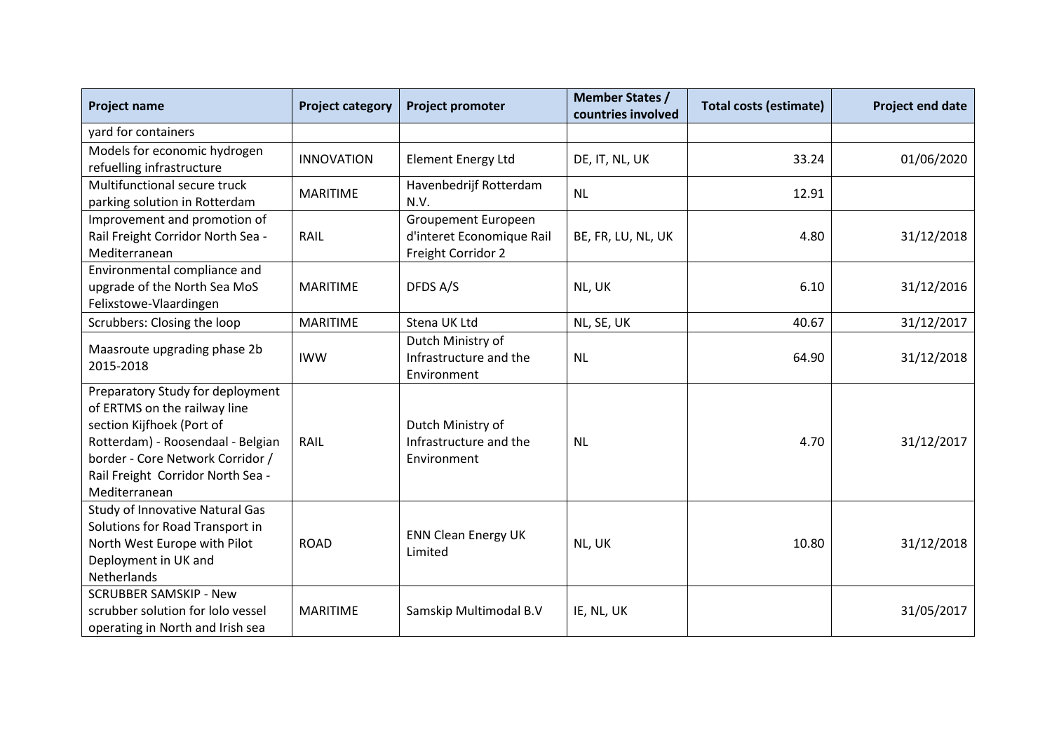| Project name | Project category | Project promoter | Member States / countries involved | Total costs (estimate) | Project end date |
|---|---|---|---|---|---|
| yard for containers | | | | | |
| Models for economic hydrogen refuelling infrastructure | INNOVATION | Element Energy Ltd | DE, IT, NL, UK | 33.24 | 01/06/2020 |
| Multifunctional secure truck parking solution in Rotterdam | MARITIME | Havenbedrijf Rotterdam N.V. | NL | 12.91 | |
| Improvement and promotion of Rail Freight Corridor North Sea - Mediterranean | RAIL | Groupement Europeen d'interet Economique Rail Freight Corridor 2 | BE, FR, LU, NL, UK | 4.80 | 31/12/2018 |
| Environmental compliance and upgrade of the North Sea MoS Felixstowe-Vlaardingen | MARITIME | DFDS A/S | NL, UK | 6.10 | 31/12/2016 |
| Scrubbers: Closing the loop | MARITIME | Stena UK Ltd | NL, SE, UK | 40.67 | 31/12/2017 |
| Maasroute upgrading phase 2b 2015-2018 | IWW | Dutch Ministry of Infrastructure and the Environment | NL | 64.90 | 31/12/2018 |
| Preparatory Study for deployment of ERTMS on the railway line section Kijfhoek (Port of Rotterdam) - Roosendaal - Belgian border - Core Network Corridor / Rail Freight Corridor North Sea - Mediterranean | RAIL | Dutch Ministry of Infrastructure and the Environment | NL | 4.70 | 31/12/2017 |
| Study of Innovative Natural Gas Solutions for Road Transport in North West Europe with Pilot Deployment in UK and Netherlands | ROAD | ENN Clean Energy UK Limited | NL, UK | 10.80 | 31/12/2018 |
| SCRUBBER SAMSKIP - New scrubber solution for lolo vessel operating in North and Irish sea | MARITIME | Samskip Multimodal B.V | IE, NL, UK | | 31/05/2017 |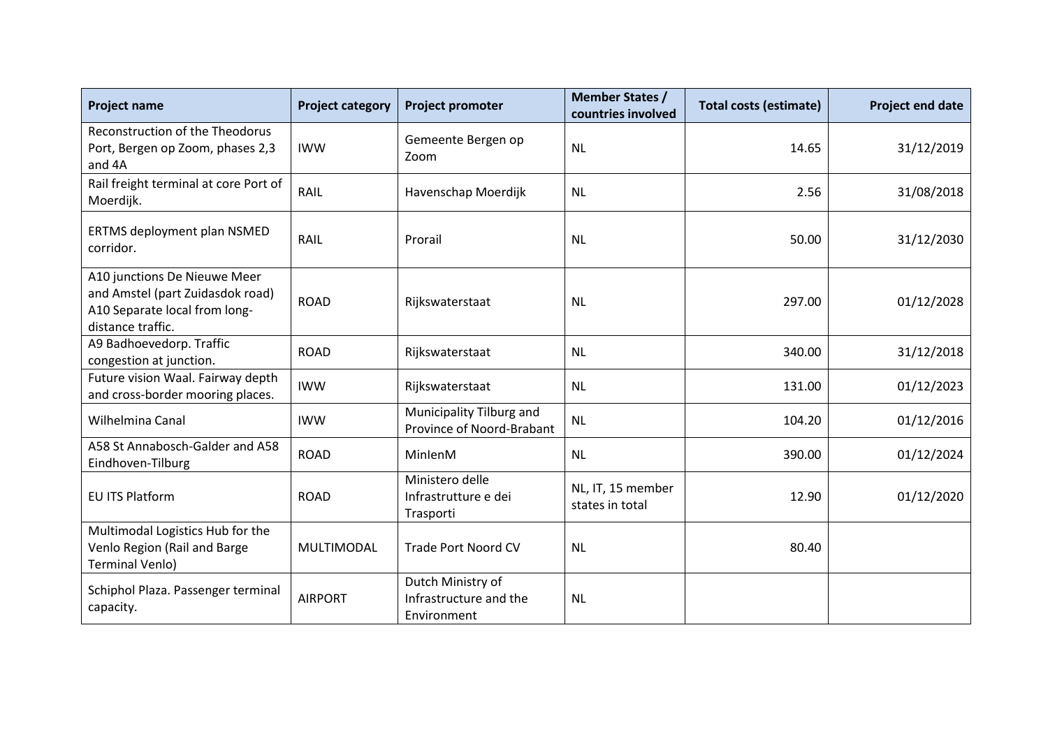| Project name | Project category | Project promoter | Member States / countries involved | Total costs (estimate) | Project end date |
|---|---|---|---|---|---|
| Reconstruction of the Theodorus Port, Bergen op Zoom, phases 2,3 and 4A | IWW | Gemeente Bergen op Zoom | NL | 14.65 | 31/12/2019 |
| Rail freight terminal at core Port of Moerdijk. | RAIL | Havenschap Moerdijk | NL | 2.56 | 31/08/2018 |
| ERTMS deployment plan NSMED corridor. | RAIL | Prorail | NL | 50.00 | 31/12/2030 |
| A10 junctions De Nieuwe Meer and Amstel (part Zuidasdok road) A10 Separate local from long-distance traffic. | ROAD | Rijkswaterstaat | NL | 297.00 | 01/12/2028 |
| A9 Badhoevedorp. Traffic congestion at junction. | ROAD | Rijkswaterstaat | NL | 340.00 | 31/12/2018 |
| Future vision Waal. Fairway depth and cross-border mooring places. | IWW | Rijkswaterstaat | NL | 131.00 | 01/12/2023 |
| Wilhelmina Canal | IWW | Municipality Tilburg and Province of Noord-Brabant | NL | 104.20 | 01/12/2016 |
| A58 St Annabosch-Galder and A58 Eindhoven-Tilburg | ROAD | MinIenM | NL | 390.00 | 01/12/2024 |
| EU ITS Platform | ROAD | Ministero delle Infrastrutture e dei Trasporti | NL, IT, 15 member states in total | 12.90 | 01/12/2020 |
| Multimodal Logistics Hub for the Venlo Region (Rail and Barge Terminal Venlo) | MULTIMODAL | Trade Port Noord CV | NL | 80.40 | |
| Schiphol Plaza. Passenger terminal capacity. | AIRPORT | Dutch Ministry of Infrastructure and the Environment | NL | | |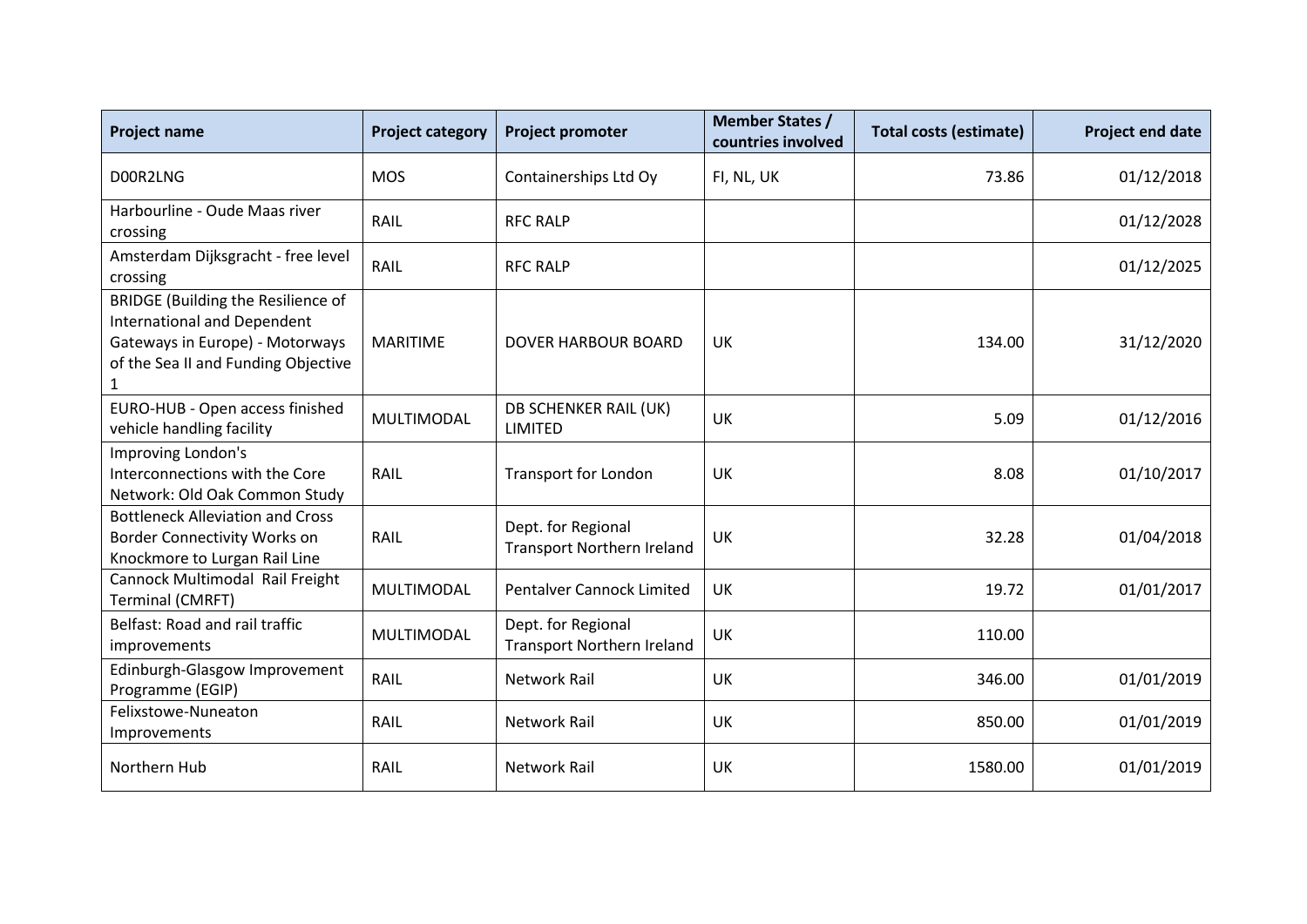| Project name | Project category | Project promoter | Member States / countries involved | Total costs (estimate) | Project end date |
| --- | --- | --- | --- | --- | --- |
| D00R2LNG | MOS | Containerships Ltd Oy | FI, NL, UK | 73.86 | 01/12/2018 |
| Harbourline - Oude Maas river crossing | RAIL | RFC RALP | | | 01/12/2028 |
| Amsterdam Dijksgracht - free level crossing | RAIL | RFC RALP | | | 01/12/2025 |
| BRIDGE (Building the Resilience of International and Dependent Gateways in Europe) - Motorways of the Sea II and Funding Objective 1 | MARITIME | DOVER HARBOUR BOARD | UK | 134.00 | 31/12/2020 |
| EURO-HUB - Open access finished vehicle handling facility | MULTIMODAL | DB SCHENKER RAIL (UK) LIMITED | UK | 5.09 | 01/12/2016 |
| Improving London's Interconnections with the Core Network: Old Oak Common Study | RAIL | Transport for London | UK | 8.08 | 01/10/2017 |
| Bottleneck Alleviation and Cross Border Connectivity Works on Knockmore to Lurgan Rail Line | RAIL | Dept. for Regional Transport Northern Ireland | UK | 32.28 | 01/04/2018 |
| Cannock Multimodal Rail Freight Terminal (CMRFT) | MULTIMODAL | Pentalver Cannock Limited | UK | 19.72 | 01/01/2017 |
| Belfast: Road and rail traffic improvements | MULTIMODAL | Dept. for Regional Transport Northern Ireland | UK | 110.00 | |
| Edinburgh-Glasgow Improvement Programme (EGIP) | RAIL | Network Rail | UK | 346.00 | 01/01/2019 |
| Felixstowe-Nuneaton Improvements | RAIL | Network Rail | UK | 850.00 | 01/01/2019 |
| Northern Hub | RAIL | Network Rail | UK | 1580.00 | 01/01/2019 |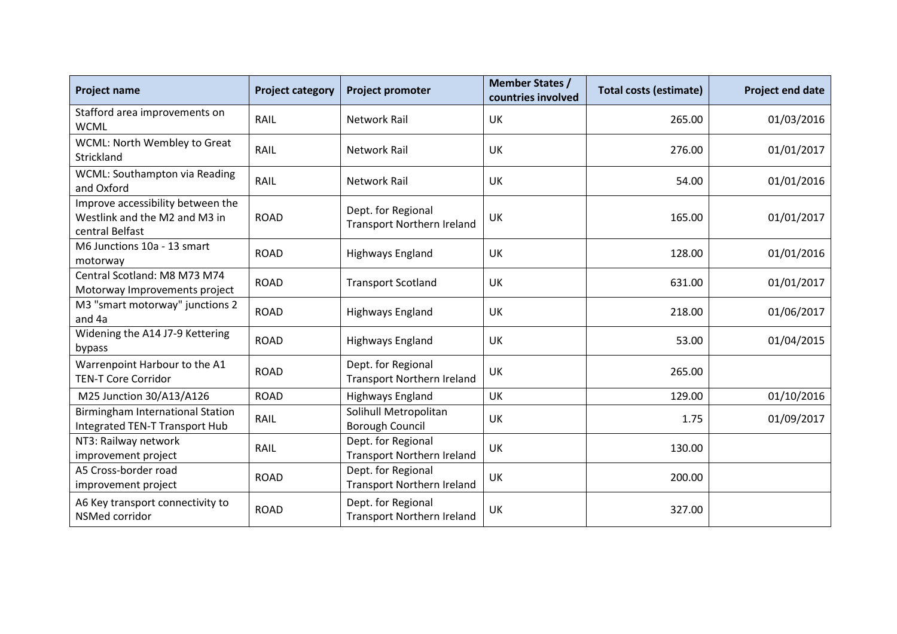| Project name | Project category | Project promoter | Member States / countries involved | Total costs (estimate) | Project end date |
|---|---|---|---|---|---|
| Stafford area improvements on WCML | RAIL | Network Rail | UK | 265.00 | 01/03/2016 |
| WCML: North Wembley to Great Strickland | RAIL | Network Rail | UK | 276.00 | 01/01/2017 |
| WCML: Southampton via Reading and Oxford | RAIL | Network Rail | UK | 54.00 | 01/01/2016 |
| Improve accessibility between the Westlink and the M2 and M3 in central Belfast | ROAD | Dept. for Regional Transport Northern Ireland | UK | 165.00 | 01/01/2017 |
| M6 Junctions 10a - 13 smart motorway | ROAD | Highways England | UK | 128.00 | 01/01/2016 |
| Central Scotland: M8 M73 M74 Motorway Improvements project | ROAD | Transport Scotland | UK | 631.00 | 01/01/2017 |
| M3 "smart motorway" junctions 2 and 4a | ROAD | Highways England | UK | 218.00 | 01/06/2017 |
| Widening the A14 J7-9 Kettering bypass | ROAD | Highways England | UK | 53.00 | 01/04/2015 |
| Warrenpoint Harbour to the A1 TEN-T Core Corridor | ROAD | Dept. for Regional Transport Northern Ireland | UK | 265.00 | |
| M25 Junction 30/A13/A126 | ROAD | Highways England | UK | 129.00 | 01/10/2016 |
| Birmingham International Station Integrated TEN-T Transport Hub | RAIL | Solihull Metropolitan Borough Council | UK | 1.75 | 01/09/2017 |
| NT3: Railway network improvement project | RAIL | Dept. for Regional Transport Northern Ireland | UK | 130.00 | |
| A5 Cross-border road improvement project | ROAD | Dept. for Regional Transport Northern Ireland | UK | 200.00 | |
| A6 Key transport connectivity to NSMed corridor | ROAD | Dept. for Regional Transport Northern Ireland | UK | 327.00 | |